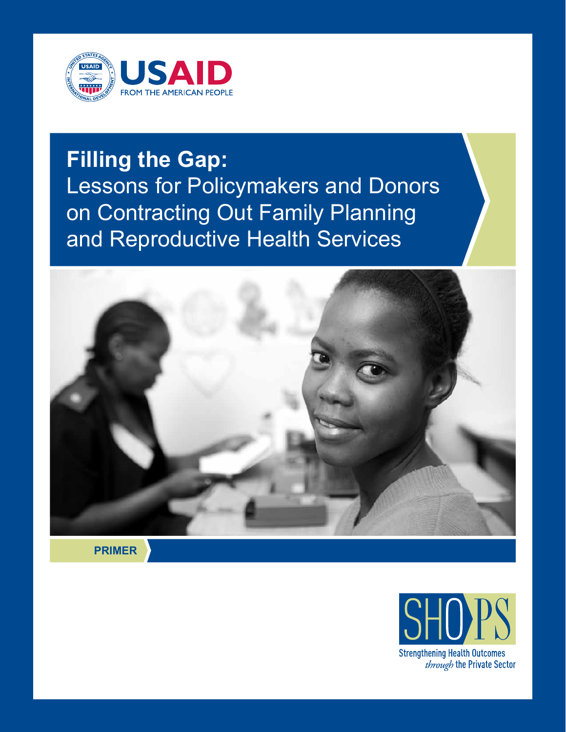USAID
FROM THE AMERICAN PEOPLE

# Filling the Gap:

## Lessons for Policymakers and Donors on Contracting Out Family Planning and Reproductive Health Services

**PRIMER**

SHOPS

Strengthening Health Outcomes *through* the Private Sector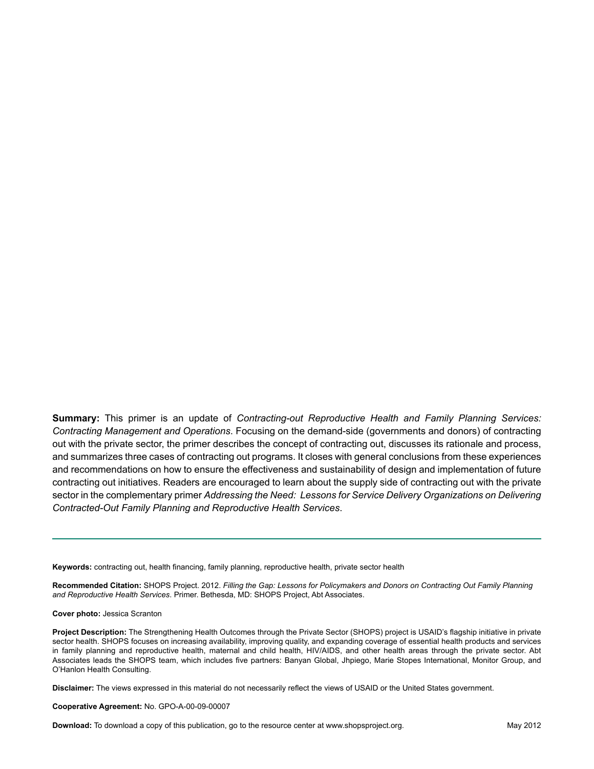**Summary:** This primer is an update of *Contracting-out Reproductive Health and Family Planning Services: Contracting Management and Operations*. Focusing on the demand-side (governments and donors) of contracting out with the private sector, the primer describes the concept of contracting out, discusses its rationale and process, and summarizes three cases of contracting out programs. It closes with general conclusions from these experiences and recommendations on how to ensure the effectiveness and sustainability of design and implementation of future contracting out initiatives. Readers are encouraged to learn about the supply side of contracting out with the private sector in the complementary primer *Addressing the Need: Lessons for Service Delivery Organizations on Delivering Contracted-Out Family Planning and Reproductive Health Services*.

---

**Keywords:** contracting out, health financing, family planning, reproductive health, private sector health

**Recommended Citation:** SHOPS Project. 2012. *Filling the Gap: Lessons for Policymakers and Donors on Contracting Out Family Planning and Reproductive Health Services*. Primer. Bethesda, MD: SHOPS Project, Abt Associates.

**Cover photo:** Jessica Scranton

**Project Description:** The Strengthening Health Outcomes through the Private Sector (SHOPS) project is USAID's flagship initiative in private sector health. SHOPS focuses on increasing availability, improving quality, and expanding coverage of essential health products and services in family planning and reproductive health, maternal and child health, HIV/AIDS, and other health areas through the private sector. Abt Associates leads the SHOPS team, which includes five partners: Banyan Global, Jhpiego, Marie Stopes International, Monitor Group, and O'Hanlon Health Consulting.

**Disclaimer:** The views expressed in this material do not necessarily reflect the views of USAID or the United States government.

**Cooperative Agreement:** No. GPO-A-00-09-00007

**Download:** To download a copy of this publication, go to the resource center at www.shopsproject.org.

May 2012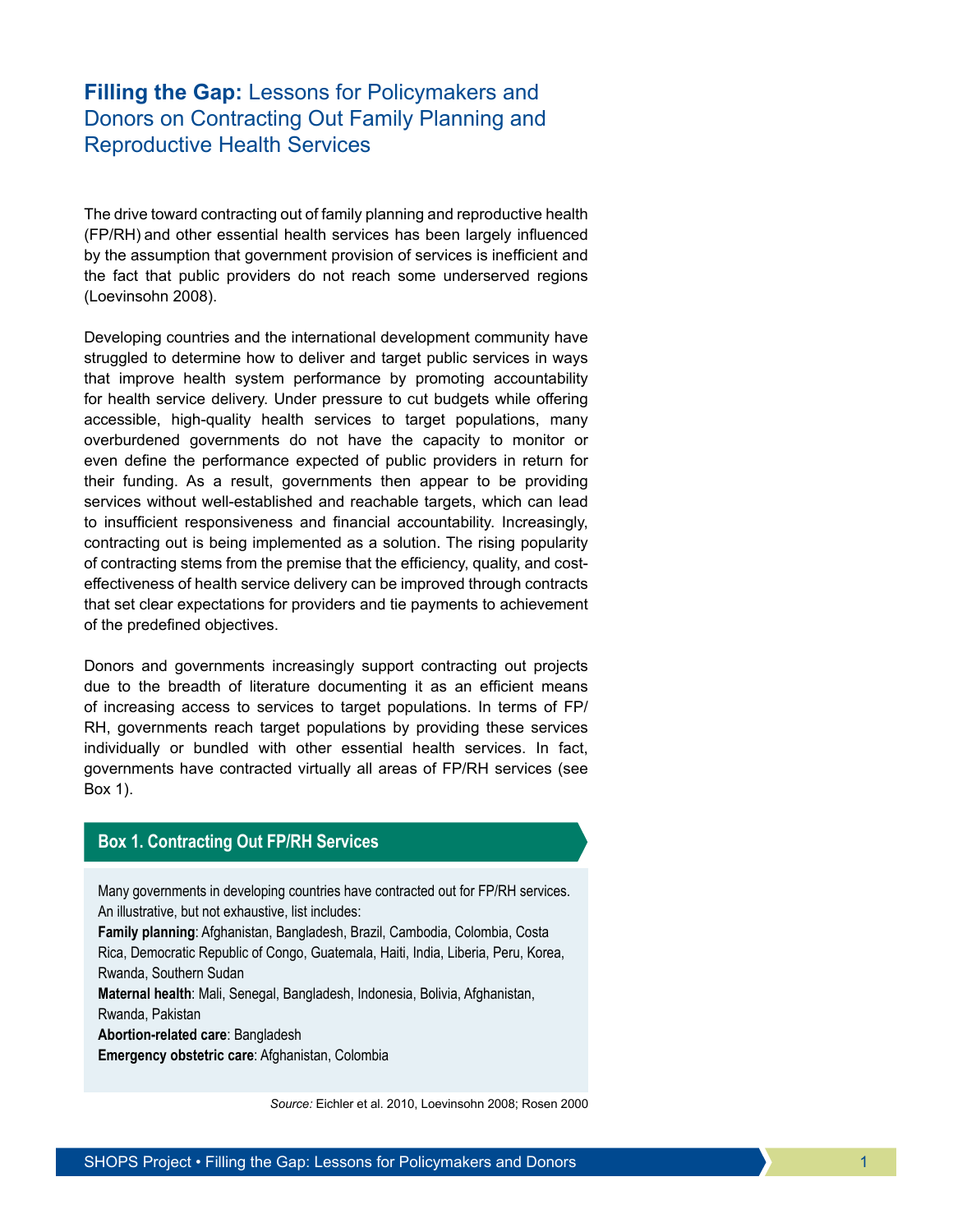# **Filling the Gap:** Lessons for Policymakers and Donors on Contracting Out Family Planning and Reproductive Health Services

The drive toward contracting out of family planning and reproductive health (FP/RH) and other essential health services has been largely influenced by the assumption that government provision of services is inefficient and the fact that public providers do not reach some underserved regions (Loevinsohn 2008).

Developing countries and the international development community have struggled to determine how to deliver and target public services in ways that improve health system performance by promoting accountability for health service delivery. Under pressure to cut budgets while offering accessible, high-quality health services to target populations, many overburdened governments do not have the capacity to monitor or even define the performance expected of public providers in return for their funding. As a result, governments then appear to be providing services without well-established and reachable targets, which can lead to insufficient responsiveness and financial accountability. Increasingly, contracting out is being implemented as a solution. The rising popularity of contracting stems from the premise that the efficiency, quality, and cost-effectiveness of health service delivery can be improved through contracts that set clear expectations for providers and tie payments to achievement of the predefined objectives.

Donors and governments increasingly support contracting out projects due to the breadth of literature documenting it as an efficient means of increasing access to services to target populations. In terms of FP/RH, governments reach target populations by providing these services individually or bundled with other essential health services. In fact, governments have contracted virtually all areas of FP/RH services (see Box 1).

### Box 1. Contracting Out FP/RH Services

Many governments in developing countries have contracted out for FP/RH services. An illustrative, but not exhaustive, list includes:

**Family planning**: Afghanistan, Bangladesh, Brazil, Cambodia, Colombia, Costa Rica, Democratic Republic of Congo, Guatemala, Haiti, India, Liberia, Peru, Korea, Rwanda, Southern Sudan

**Maternal health**: Mali, Senegal, Bangladesh, Indonesia, Bolivia, Afghanistan, Rwanda, Pakistan

**Abortion-related care**: Bangladesh

**Emergency obstetric care**: Afghanistan, Colombia

*Source:* Eichler et al. 2010, Loevinsohn 2008; Rosen 2000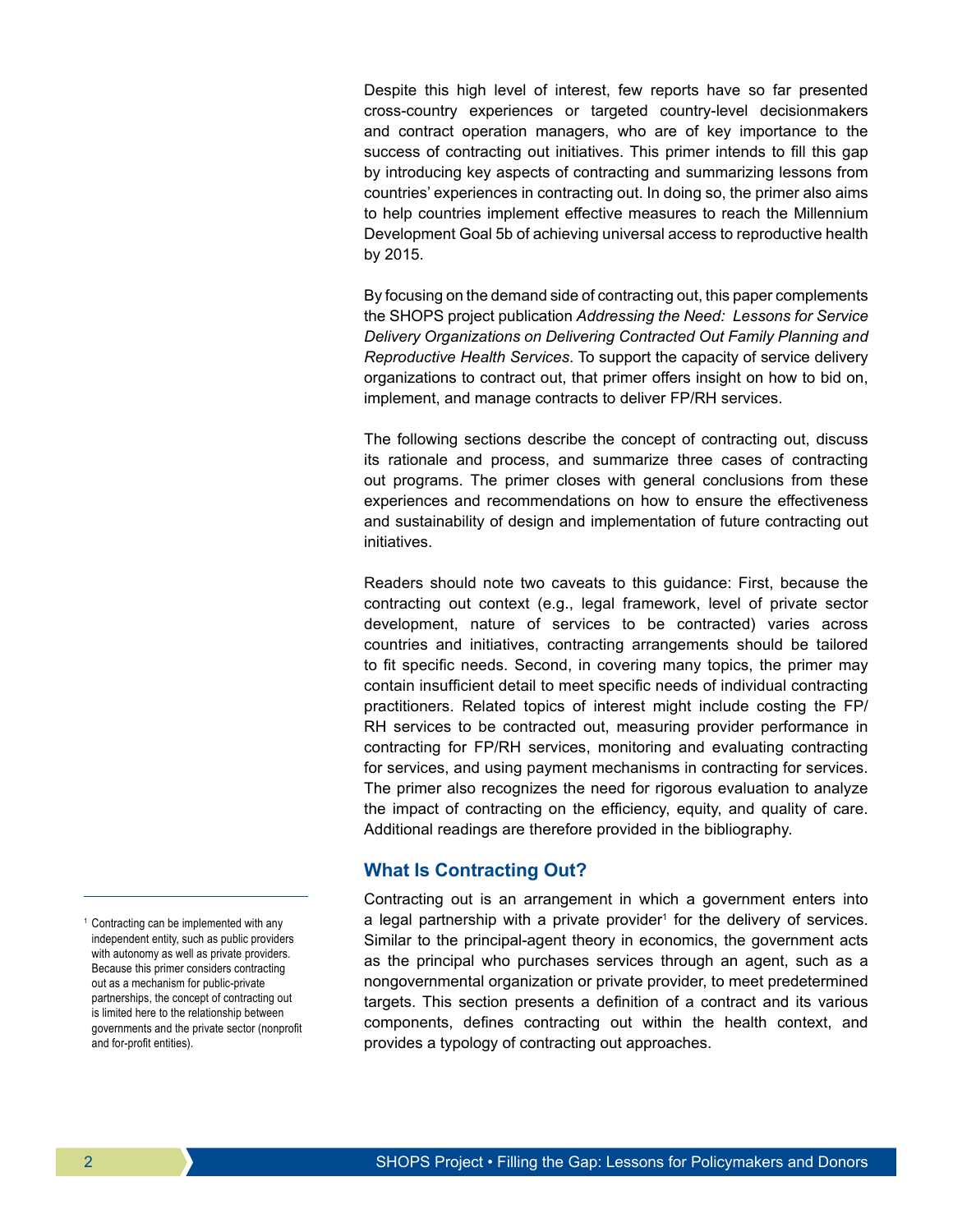Despite this high level of interest, few reports have so far presented cross-country experiences or targeted country-level decisionmakers and contract operation managers, who are of key importance to the success of contracting out initiatives. This primer intends to fill this gap by introducing key aspects of contracting and summarizing lessons from countries' experiences in contracting out. In doing so, the primer also aims to help countries implement effective measures to reach the Millennium Development Goal 5b of achieving universal access to reproductive health by 2015.

By focusing on the demand side of contracting out, this paper complements the SHOPS project publication *Addressing the Need: Lessons for Service Delivery Organizations on Delivering Contracted Out Family Planning and Reproductive Health Services*. To support the capacity of service delivery organizations to contract out, that primer offers insight on how to bid on, implement, and manage contracts to deliver FP/RH services.

The following sections describe the concept of contracting out, discuss its rationale and process, and summarize three cases of contracting out programs. The primer closes with general conclusions from these experiences and recommendations on how to ensure the effectiveness and sustainability of design and implementation of future contracting out initiatives.

Readers should note two caveats to this guidance: First, because the contracting out context (e.g., legal framework, level of private sector development, nature of services to be contracted) varies across countries and initiatives, contracting arrangements should be tailored to fit specific needs. Second, in covering many topics, the primer may contain insufficient detail to meet specific needs of individual contracting practitioners. Related topics of interest might include costing the FP/RH services to be contracted out, measuring provider performance in contracting for FP/RH services, monitoring and evaluating contracting for services, and using payment mechanisms in contracting for services. The primer also recognizes the need for rigorous evaluation to analyze the impact of contracting on the efficiency, equity, and quality of care. Additional readings are therefore provided in the bibliography.

## What Is Contracting Out?

Contracting out is an arrangement in which a government enters into a legal partnership with a private provider[1] for the delivery of services. Similar to the principal-agent theory in economics, the government acts as the principal who purchases services through an agent, such as a nongovernmental organization or private provider, to meet predetermined targets. This section presents a definition of a contract and its various components, defines contracting out within the health context, and provides a typology of contracting out approaches.

[1] Contracting can be implemented with any independent entity, such as public providers with autonomy as well as private providers. Because this primer considers contracting out as a mechanism for public-private partnerships, the concept of contracting out is limited here to the relationship between governments and the private sector (nonprofit and for-profit entities).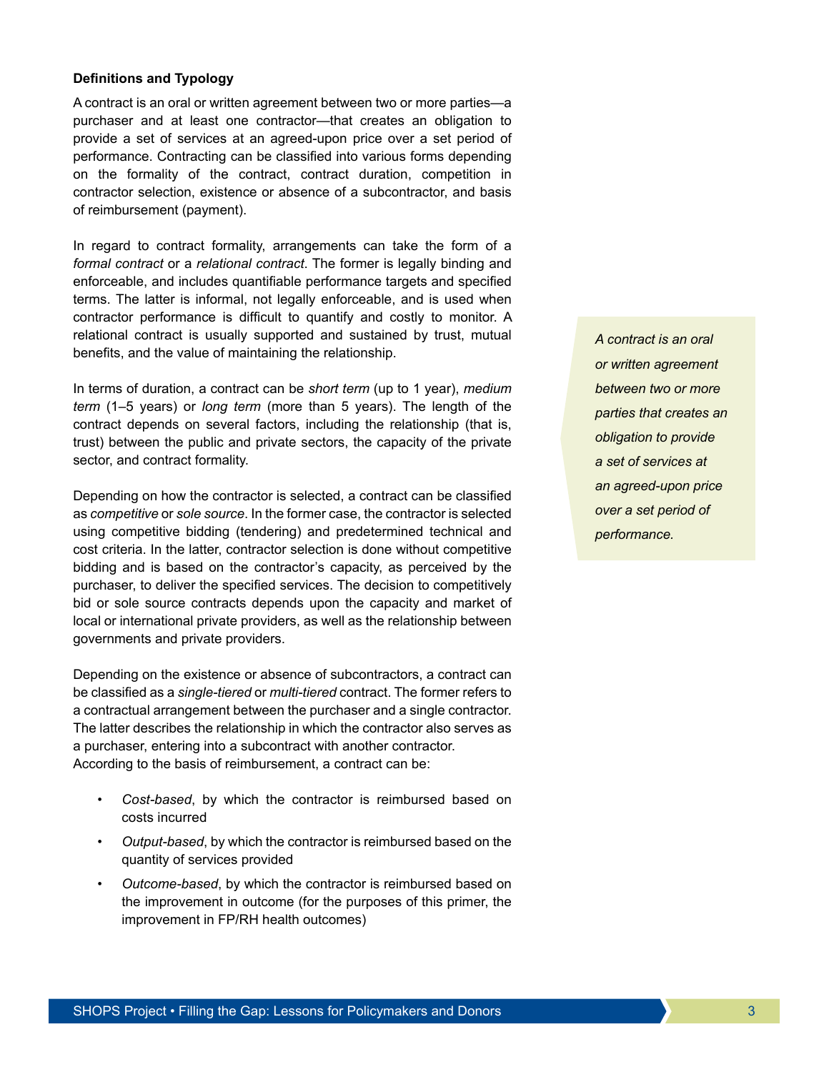**Definitions and Typology**

A contract is an oral or written agreement between two or more parties—a purchaser and at least one contractor—that creates an obligation to provide a set of services at an agreed-upon price over a set period of performance. Contracting can be classified into various forms depending on the formality of the contract, contract duration, competition in contractor selection, existence or absence of a subcontractor, and basis of reimbursement (payment).

In regard to contract formality, arrangements can take the form of a *formal contract* or a *relational contract*. The former is legally binding and enforceable, and includes quantifiable performance targets and specified terms. The latter is informal, not legally enforceable, and is used when contractor performance is difficult to quantify and costly to monitor. A relational contract is usually supported and sustained by trust, mutual benefits, and the value of maintaining the relationship.

*A contract is an oral or written agreement between two or more parties that creates an obligation to provide a set of services at an agreed-upon price over a set period of performance.*

In terms of duration, a contract can be *short term* (up to 1 year), *medium term* (1–5 years) or *long term* (more than 5 years). The length of the contract depends on several factors, including the relationship (that is, trust) between the public and private sectors, the capacity of the private sector, and contract formality.

Depending on how the contractor is selected, a contract can be classified as *competitive* or *sole source*. In the former case, the contractor is selected using competitive bidding (tendering) and predetermined technical and cost criteria. In the latter, contractor selection is done without competitive bidding and is based on the contractor's capacity, as perceived by the purchaser, to deliver the specified services. The decision to competitively bid or sole source contracts depends upon the capacity and market of local or international private providers, as well as the relationship between governments and private providers.

Depending on the existence or absence of subcontractors, a contract can be classified as a *single-tiered* or *multi-tiered* contract. The former refers to a contractual arrangement between the purchaser and a single contractor. The latter describes the relationship in which the contractor also serves as a purchaser, entering into a subcontract with another contractor. According to the basis of reimbursement, a contract can be:

- *Cost-based*, by which the contractor is reimbursed based on costs incurred
- *Output-based*, by which the contractor is reimbursed based on the quantity of services provided
- *Outcome-based*, by which the contractor is reimbursed based on the improvement in outcome (for the purposes of this primer, the improvement in FP/RH health outcomes)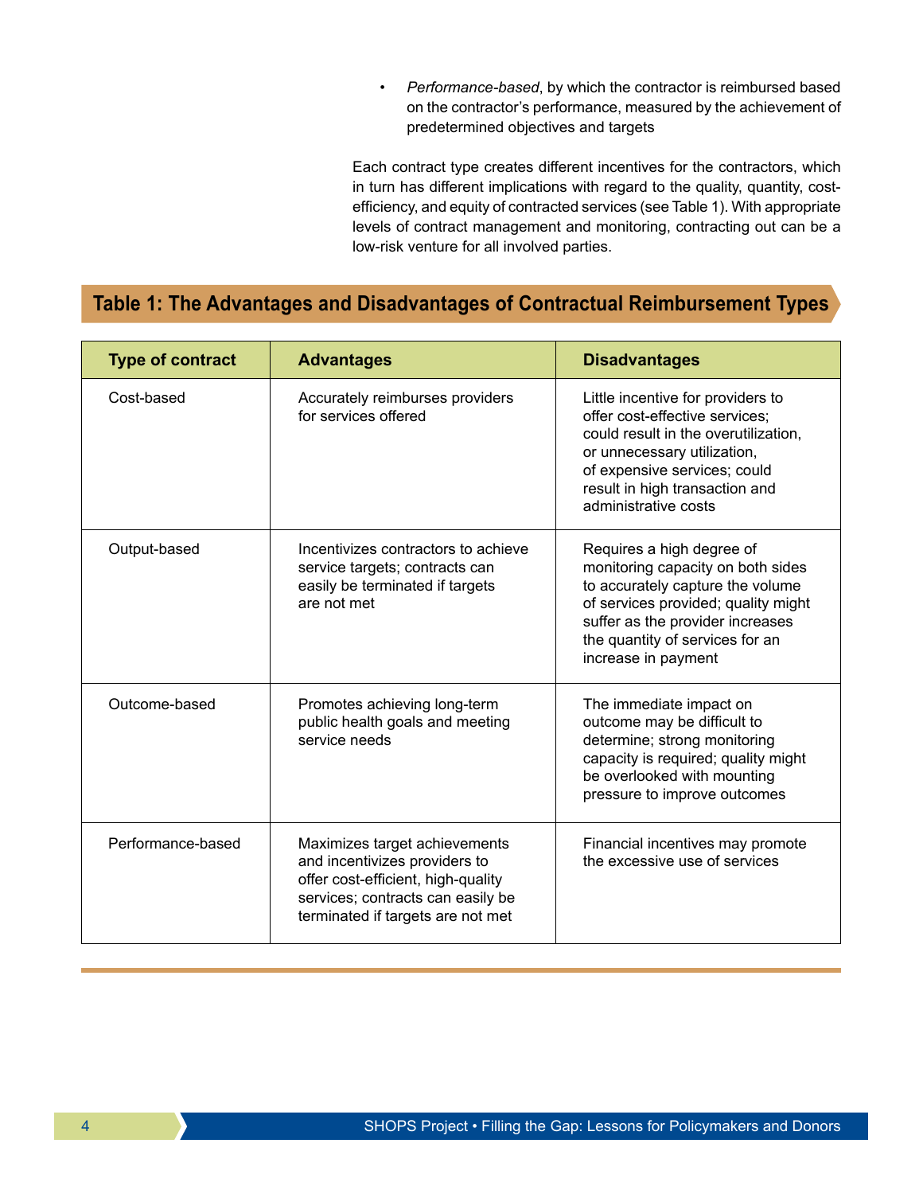- *Performance-based*, by which the contractor is reimbursed based on the contractor's performance, measured by the achievement of predetermined objectives and targets

Each contract type creates different incentives for the contractors, which in turn has different implications with regard to the quality, quantity, cost-efficiency, and equity of contracted services (see Table 1). With appropriate levels of contract management and monitoring, contracting out can be a low-risk venture for all involved parties.

## Table 1: The Advantages and Disadvantages of Contractual Reimbursement Types

| Type of contract | Advantages | Disadvantages |
|---|---|---|
| Cost-based | Accurately reimburses providers for services offered | Little incentive for providers to offer cost-effective services; could result in the overutilization, or unnecessary utilization, of expensive services; could result in high transaction and administrative costs |
| Output-based | Incentivizes contractors to achieve service targets; contracts can easily be terminated if targets are not met | Requires a high degree of monitoring capacity on both sides to accurately capture the volume of services provided; quality might suffer as the provider increases the quantity of services for an increase in payment |
| Outcome-based | Promotes achieving long-term public health goals and meeting service needs | The immediate impact on outcome may be difficult to determine; strong monitoring capacity is required; quality might be overlooked with mounting pressure to improve outcomes |
| Performance-based | Maximizes target achievements and incentivizes providers to offer cost-efficient, high-quality services; contracts can easily be terminated if targets are not met | Financial incentives may promote the excessive use of services |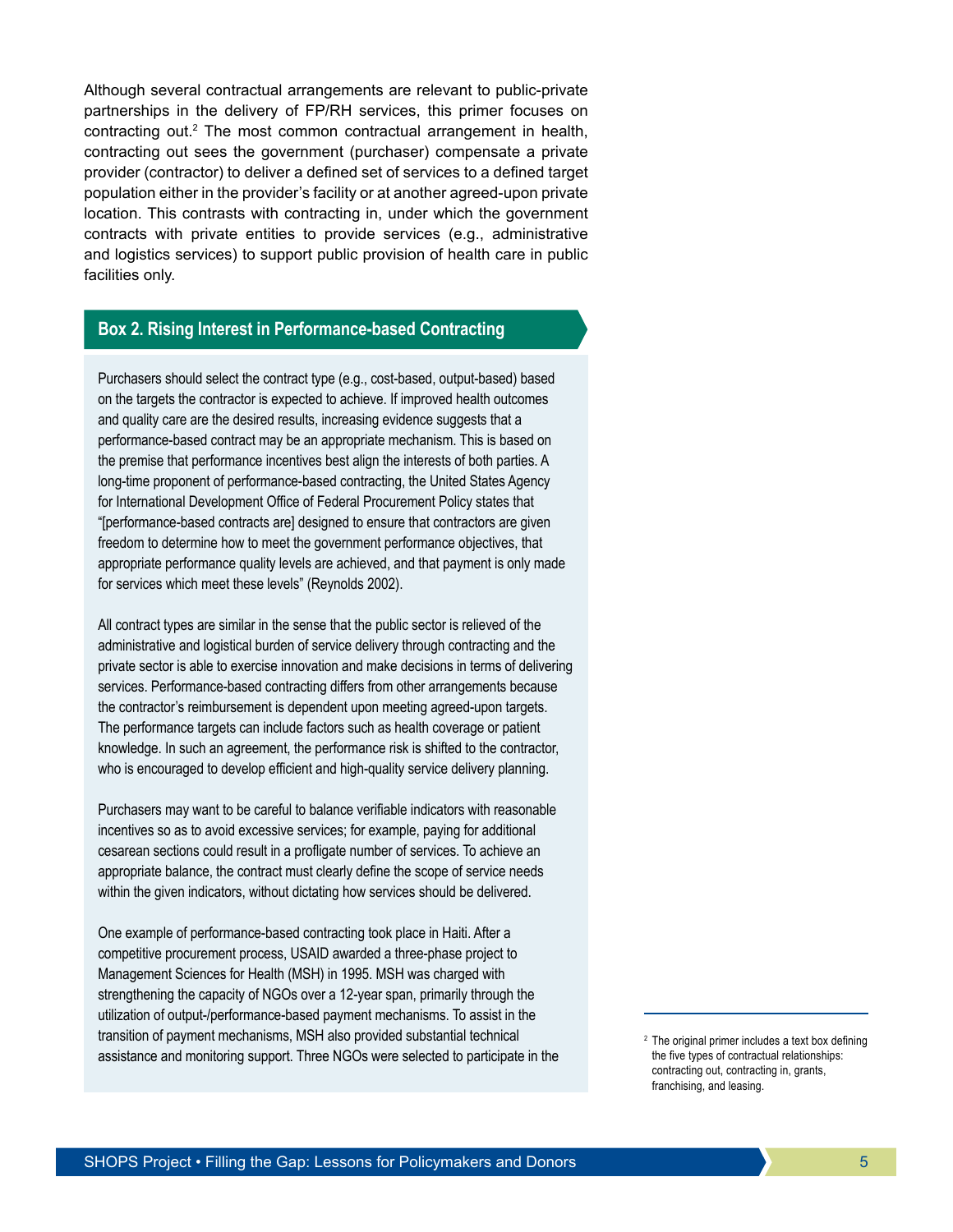Although several contractual arrangements are relevant to public-private partnerships in the delivery of FP/RH services, this primer focuses on contracting out.[2] The most common contractual arrangement in health, contracting out sees the government (purchaser) compensate a private provider (contractor) to deliver a defined set of services to a defined target population either in the provider's facility or at another agreed-upon private location. This contrasts with contracting in, under which the government contracts with private entities to provide services (e.g., administrative and logistics services) to support public provision of health care in public facilities only.

## Box 2. Rising Interest in Performance-based Contracting

Purchasers should select the contract type (e.g., cost-based, output-based) based on the targets the contractor is expected to achieve. If improved health outcomes and quality care are the desired results, increasing evidence suggests that a performance-based contract may be an appropriate mechanism. This is based on the premise that performance incentives best align the interests of both parties. A long-time proponent of performance-based contracting, the United States Agency for International Development Office of Federal Procurement Policy states that "[performance-based contracts are] designed to ensure that contractors are given freedom to determine how to meet the government performance objectives, that appropriate performance quality levels are achieved, and that payment is only made for services which meet these levels" (Reynolds 2002).

All contract types are similar in the sense that the public sector is relieved of the administrative and logistical burden of service delivery through contracting and the private sector is able to exercise innovation and make decisions in terms of delivering services. Performance-based contracting differs from other arrangements because the contractor's reimbursement is dependent upon meeting agreed-upon targets. The performance targets can include factors such as health coverage or patient knowledge. In such an agreement, the performance risk is shifted to the contractor, who is encouraged to develop efficient and high-quality service delivery planning.

Purchasers may want to be careful to balance verifiable indicators with reasonable incentives so as to avoid excessive services; for example, paying for additional cesarean sections could result in a profligate number of services. To achieve an appropriate balance, the contract must clearly define the scope of service needs within the given indicators, without dictating how services should be delivered.

One example of performance-based contracting took place in Haiti. After a competitive procurement process, USAID awarded a three-phase project to Management Sciences for Health (MSH) in 1995. MSH was charged with strengthening the capacity of NGOs over a 12-year span, primarily through the utilization of output-/performance-based payment mechanisms. To assist in the transition of payment mechanisms, MSH also provided substantial technical assistance and monitoring support. Three NGOs were selected to participate in the

[2] The original primer includes a text box defining the five types of contractual relationships: contracting out, contracting in, grants, franchising, and leasing.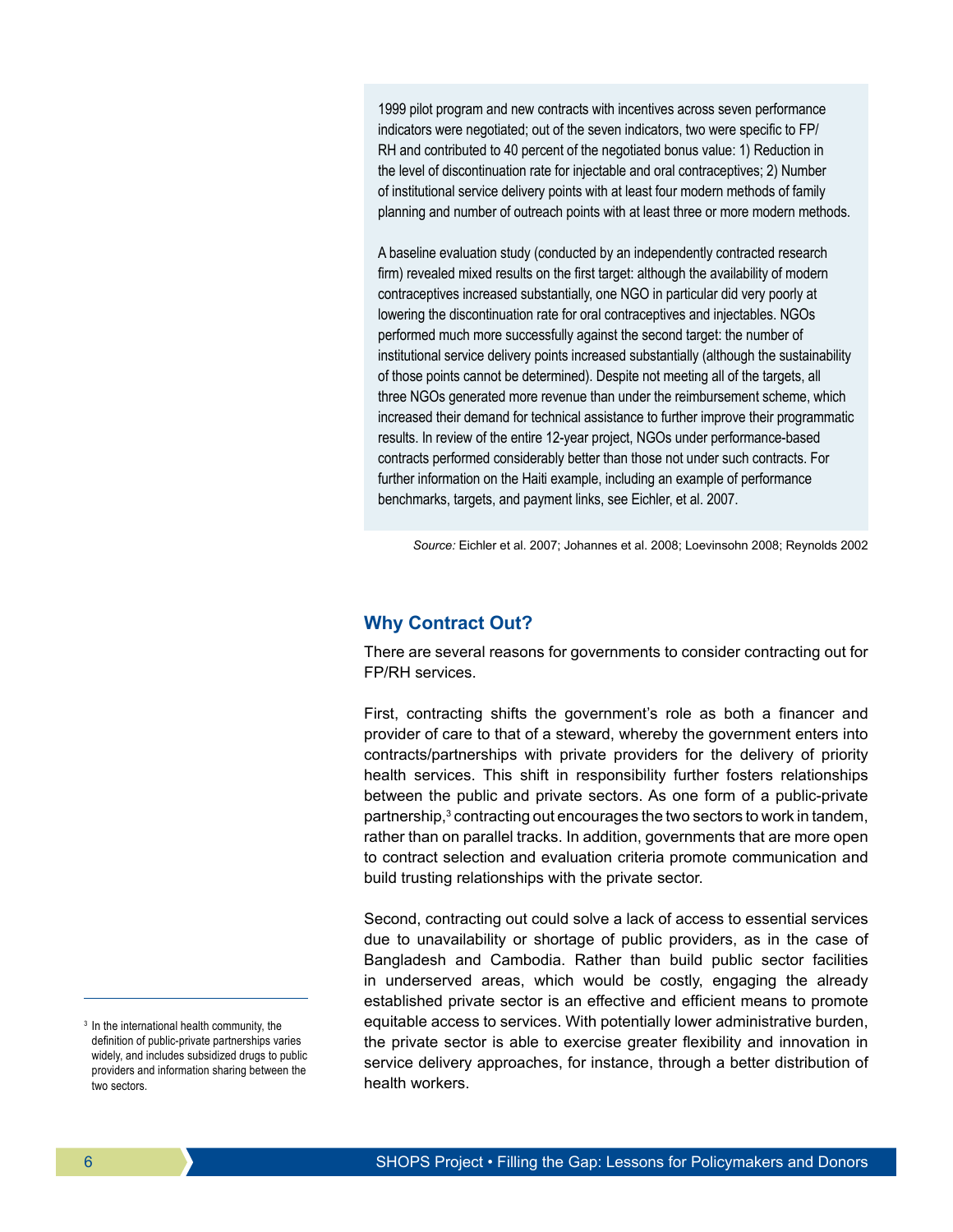1999 pilot program and new contracts with incentives across seven performance indicators were negotiated; out of the seven indicators, two were specific to FP/RH and contributed to 40 percent of the negotiated bonus value: 1) Reduction in the level of discontinuation rate for injectable and oral contraceptives; 2) Number of institutional service delivery points with at least four modern methods of family planning and number of outreach points with at least three or more modern methods.

A baseline evaluation study (conducted by an independently contracted research firm) revealed mixed results on the first target: although the availability of modern contraceptives increased substantially, one NGO in particular did very poorly at lowering the discontinuation rate for oral contraceptives and injectables. NGOs performed much more successfully against the second target: the number of institutional service delivery points increased substantially (although the sustainability of those points cannot be determined). Despite not meeting all of the targets, all three NGOs generated more revenue than under the reimbursement scheme, which increased their demand for technical assistance to further improve their programmatic results. In review of the entire 12-year project, NGOs under performance-based contracts performed considerably better than those not under such contracts. For further information on the Haiti example, including an example of performance benchmarks, targets, and payment links, see Eichler, et al. 2007.

*Source:* Eichler et al. 2007; Johannes et al. 2008; Loevinsohn 2008; Reynolds 2002

## Why Contract Out?

There are several reasons for governments to consider contracting out for FP/RH services.

First, contracting shifts the government's role as both a financer and provider of care to that of a steward, whereby the government enters into contracts/partnerships with private providers for the delivery of priority health services. This shift in responsibility further fosters relationships between the public and private sectors. As one form of a public-private partnership,[3] contracting out encourages the two sectors to work in tandem, rather than on parallel tracks. In addition, governments that are more open to contract selection and evaluation criteria promote communication and build trusting relationships with the private sector.

Second, contracting out could solve a lack of access to essential services due to unavailability or shortage of public providers, as in the case of Bangladesh and Cambodia. Rather than build public sector facilities in underserved areas, which would be costly, engaging the already established private sector is an effective and efficient means to promote equitable access to services. With potentially lower administrative burden, the private sector is able to exercise greater flexibility and innovation in service delivery approaches, for instance, through a better distribution of health workers.

[3] In the international health community, the definition of public-private partnerships varies widely, and includes subsidized drugs to public providers and information sharing between the two sectors.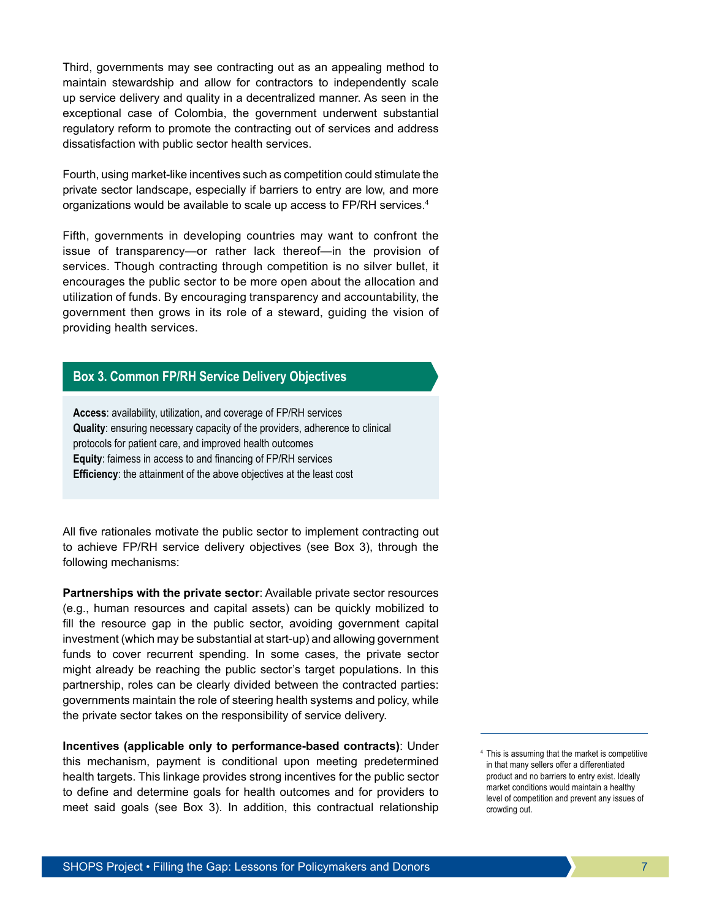Third, governments may see contracting out as an appealing method to maintain stewardship and allow for contractors to independently scale up service delivery and quality in a decentralized manner. As seen in the exceptional case of Colombia, the government underwent substantial regulatory reform to promote the contracting out of services and address dissatisfaction with public sector health services.

Fourth, using market-like incentives such as competition could stimulate the private sector landscape, especially if barriers to entry are low, and more organizations would be available to scale up access to FP/RH services.[4]

Fifth, governments in developing countries may want to confront the issue of transparency—or rather lack thereof—in the provision of services. Though contracting through competition is no silver bullet, it encourages the public sector to be more open about the allocation and utilization of funds. By encouraging transparency and accountability, the government then grows in its role of a steward, guiding the vision of providing health services.

### Box 3. Common FP/RH Service Delivery Objectives

**Access**: availability, utilization, and coverage of FP/RH services
**Quality**: ensuring necessary capacity of the providers, adherence to clinical protocols for patient care, and improved health outcomes
**Equity**: fairness in access to and financing of FP/RH services
**Efficiency**: the attainment of the above objectives at the least cost

All five rationales motivate the public sector to implement contracting out to achieve FP/RH service delivery objectives (see Box 3), through the following mechanisms:

**Partnerships with the private sector**: Available private sector resources (e.g., human resources and capital assets) can be quickly mobilized to fill the resource gap in the public sector, avoiding government capital investment (which may be substantial at start-up) and allowing government funds to cover recurrent spending. In some cases, the private sector might already be reaching the public sector's target populations. In this partnership, roles can be clearly divided between the contracted parties: governments maintain the role of steering health systems and policy, while the private sector takes on the responsibility of service delivery.

**Incentives (applicable only to performance-based contracts)**: Under this mechanism, payment is conditional upon meeting predetermined health targets. This linkage provides strong incentives for the public sector to define and determine goals for health outcomes and for providers to meet said goals (see Box 3). In addition, this contractual relationship

[4] This is assuming that the market is competitive in that many sellers offer a differentiated product and no barriers to entry exist. Ideally market conditions would maintain a healthy level of competition and prevent any issues of crowding out.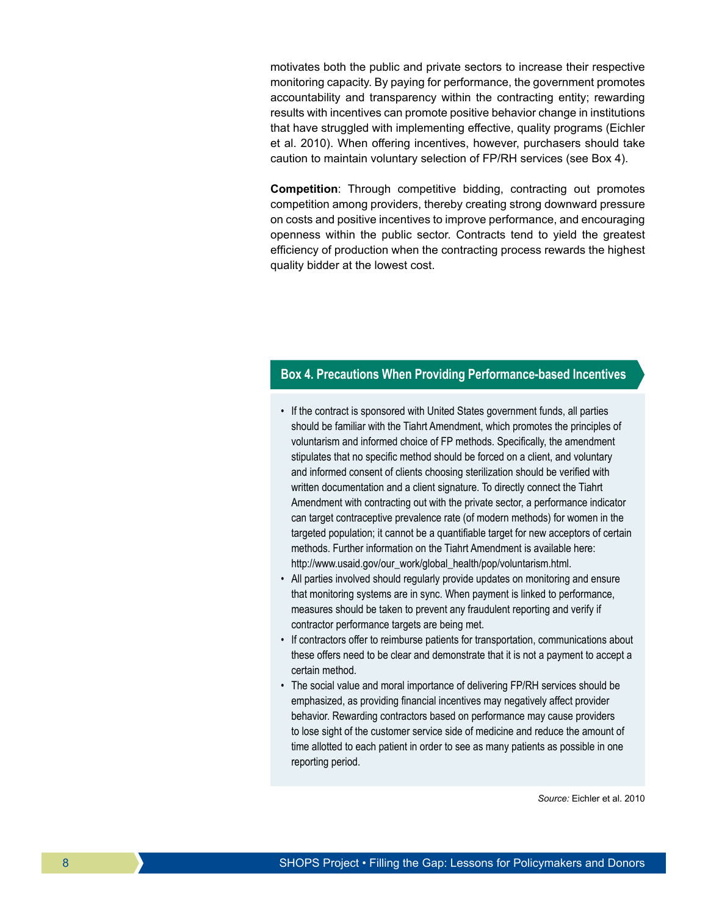motivates both the public and private sectors to increase their respective monitoring capacity. By paying for performance, the government promotes accountability and transparency within the contracting entity; rewarding results with incentives can promote positive behavior change in institutions that have struggled with implementing effective, quality programs (Eichler et al. 2010). When offering incentives, however, purchasers should take caution to maintain voluntary selection of FP/RH services (see Box 4).

**Competition**: Through competitive bidding, contracting out promotes competition among providers, thereby creating strong downward pressure on costs and positive incentives to improve performance, and encouraging openness within the public sector. Contracts tend to yield the greatest efficiency of production when the contracting process rewards the highest quality bidder at the lowest cost.

### Box 4. Precautions When Providing Performance-based Incentives

- If the contract is sponsored with United States government funds, all parties should be familiar with the Tiahrt Amendment, which promotes the principles of voluntarism and informed choice of FP methods. Specifically, the amendment stipulates that no specific method should be forced on a client, and voluntary and informed consent of clients choosing sterilization should be verified with written documentation and a client signature. To directly connect the Tiahrt Amendment with contracting out with the private sector, a performance indicator can target contraceptive prevalence rate (of modern methods) for women in the targeted population; it cannot be a quantifiable target for new acceptors of certain methods. Further information on the Tiahrt Amendment is available here: http://www.usaid.gov/our_work/global_health/pop/voluntarism.html.
- All parties involved should regularly provide updates on monitoring and ensure that monitoring systems are in sync. When payment is linked to performance, measures should be taken to prevent any fraudulent reporting and verify if contractor performance targets are being met.
- If contractors offer to reimburse patients for transportation, communications about these offers need to be clear and demonstrate that it is not a payment to accept a certain method.
- The social value and moral importance of delivering FP/RH services should be emphasized, as providing financial incentives may negatively affect provider behavior. Rewarding contractors based on performance may cause providers to lose sight of the customer service side of medicine and reduce the amount of time allotted to each patient in order to see as many patients as possible in one reporting period.

*Source:* Eichler et al. 2010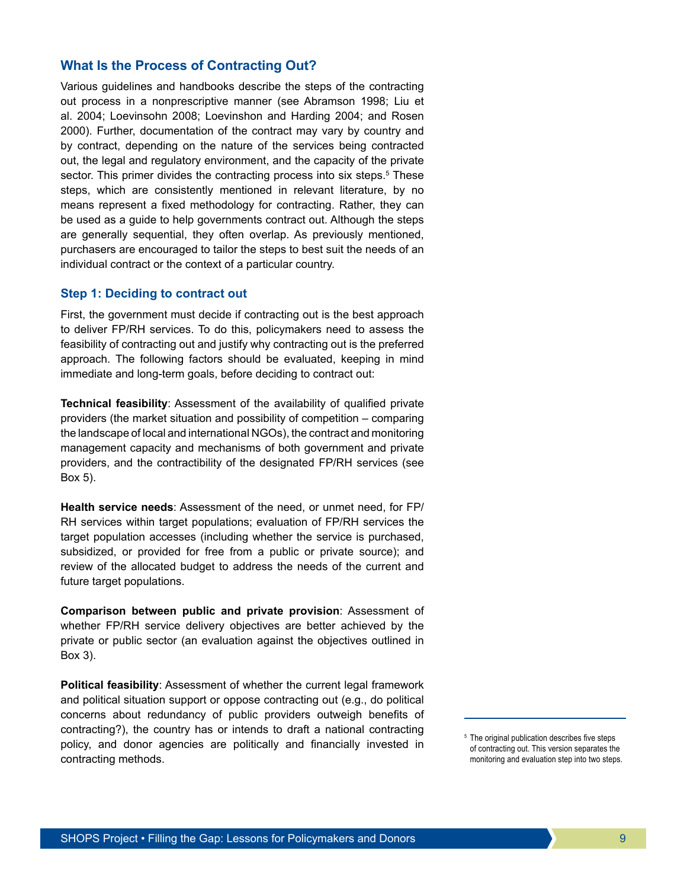## What Is the Process of Contracting Out?

Various guidelines and handbooks describe the steps of the contracting out process in a nonprescriptive manner (see Abramson 1998; Liu et al. 2004; Loevinsohn 2008; Loevinshon and Harding 2004; and Rosen 2000). Further, documentation of the contract may vary by country and by contract, depending on the nature of the services being contracted out, the legal and regulatory environment, and the capacity of the private sector. This primer divides the contracting process into six steps.[5] These steps, which are consistently mentioned in relevant literature, by no means represent a fixed methodology for contracting. Rather, they can be used as a guide to help governments contract out. Although the steps are generally sequential, they often overlap. As previously mentioned, purchasers are encouraged to tailor the steps to best suit the needs of an individual contract or the context of a particular country.

### Step 1: Deciding to contract out

First, the government must decide if contracting out is the best approach to deliver FP/RH services. To do this, policymakers need to assess the feasibility of contracting out and justify why contracting out is the preferred approach. The following factors should be evaluated, keeping in mind immediate and long-term goals, before deciding to contract out:

**Technical feasibility**: Assessment of the availability of qualified private providers (the market situation and possibility of competition – comparing the landscape of local and international NGOs), the contract and monitoring management capacity and mechanisms of both government and private providers, and the contractibility of the designated FP/RH services (see Box 5).

**Health service needs**: Assessment of the need, or unmet need, for FP/RH services within target populations; evaluation of FP/RH services the target population accesses (including whether the service is purchased, subsidized, or provided for free from a public or private source); and review of the allocated budget to address the needs of the current and future target populations.

**Comparison between public and private provision**: Assessment of whether FP/RH service delivery objectives are better achieved by the private or public sector (an evaluation against the objectives outlined in Box 3).

**Political feasibility**: Assessment of whether the current legal framework and political situation support or oppose contracting out (e.g., do political concerns about redundancy of public providers outweigh benefits of contracting?), the country has or intends to draft a national contracting policy, and donor agencies are politically and financially invested in contracting methods.

[5] The original publication describes five steps of contracting out. This version separates the monitoring and evaluation step into two steps.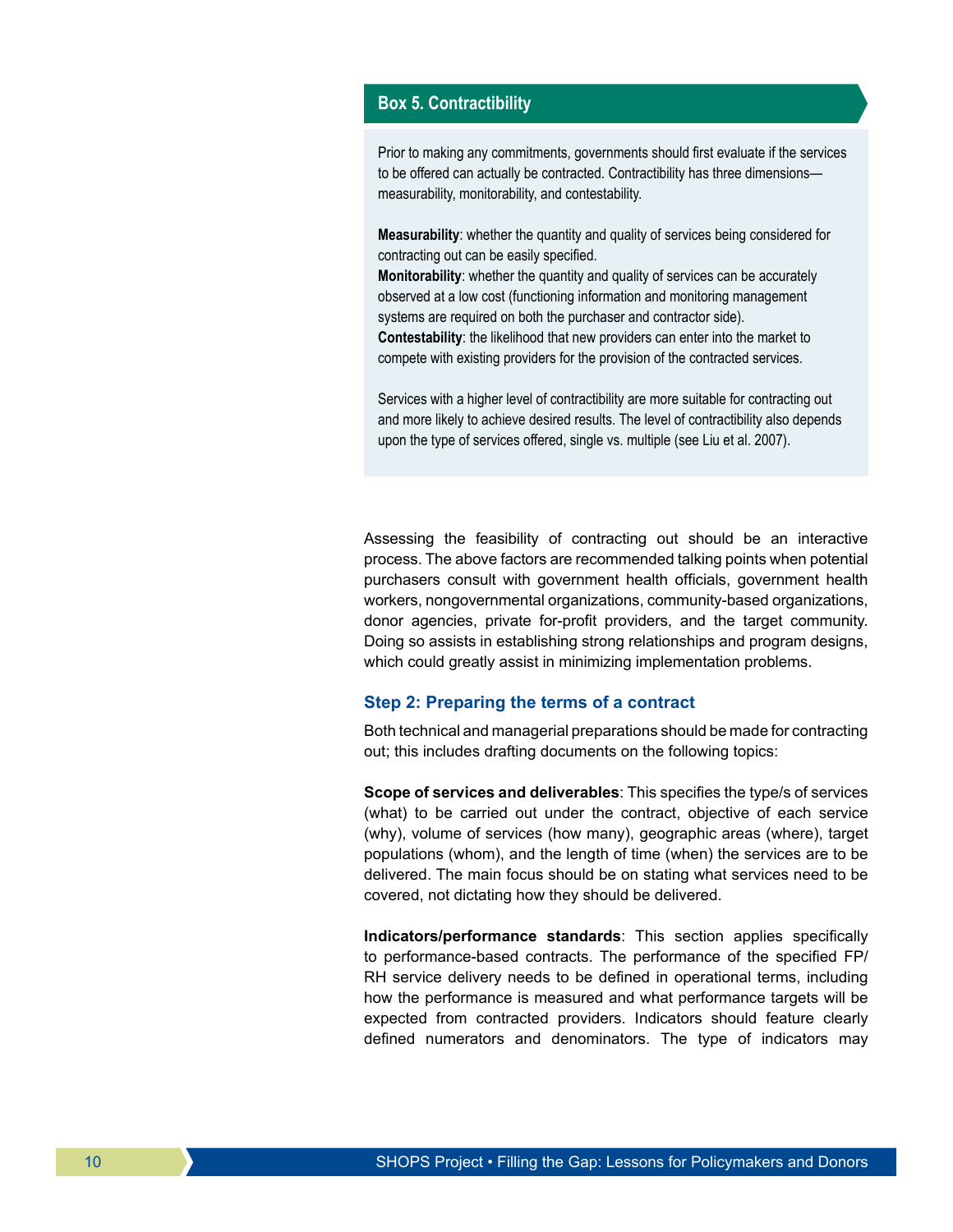### Box 5. Contractibility

Prior to making any commitments, governments should first evaluate if the services to be offered can actually be contracted. Contractibility has three dimensions—measurability, monitorability, and contestability.

**Measurability**: whether the quantity and quality of services being considered for contracting out can be easily specified.
**Monitorability**: whether the quantity and quality of services can be accurately observed at a low cost (functioning information and monitoring management systems are required on both the purchaser and contractor side).
**Contestability**: the likelihood that new providers can enter into the market to compete with existing providers for the provision of the contracted services.

Services with a higher level of contractibility are more suitable for contracting out and more likely to achieve desired results. The level of contractibility also depends upon the type of services offered, single vs. multiple (see Liu et al. 2007).

Assessing the feasibility of contracting out should be an interactive process. The above factors are recommended talking points when potential purchasers consult with government health officials, government health workers, nongovernmental organizations, community-based organizations, donor agencies, private for-profit providers, and the target community. Doing so assists in establishing strong relationships and program designs, which could greatly assist in minimizing implementation problems.

### Step 2: Preparing the terms of a contract

Both technical and managerial preparations should be made for contracting out; this includes drafting documents on the following topics:

**Scope of services and deliverables**: This specifies the type/s of services (what) to be carried out under the contract, objective of each service (why), volume of services (how many), geographic areas (where), target populations (whom), and the length of time (when) the services are to be delivered. The main focus should be on stating what services need to be covered, not dictating how they should be delivered.

**Indicators/performance standards**: This section applies specifically to performance-based contracts. The performance of the specified FP/RH service delivery needs to be defined in operational terms, including how the performance is measured and what performance targets will be expected from contracted providers. Indicators should feature clearly defined numerators and denominators. The type of indicators may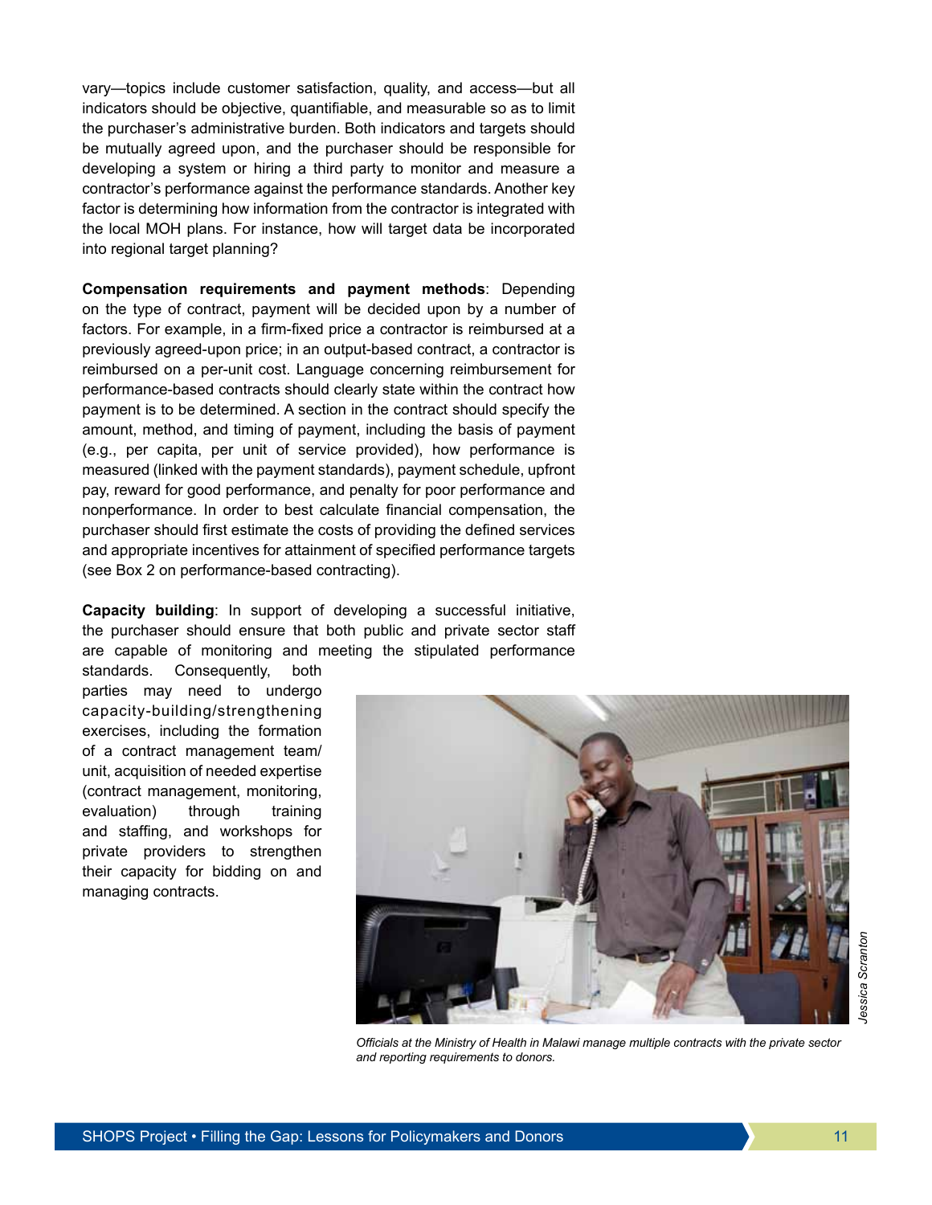vary—topics include customer satisfaction, quality, and access—but all indicators should be objective, quantifiable, and measurable so as to limit the purchaser's administrative burden. Both indicators and targets should be mutually agreed upon, and the purchaser should be responsible for developing a system or hiring a third party to monitor and measure a contractor's performance against the performance standards. Another key factor is determining how information from the contractor is integrated with the local MOH plans. For instance, how will target data be incorporated into regional target planning?

**Compensation requirements and payment methods**: Depending on the type of contract, payment will be decided upon by a number of factors. For example, in a firm-fixed price a contractor is reimbursed at a previously agreed-upon price; in an output-based contract, a contractor is reimbursed on a per-unit cost. Language concerning reimbursement for performance-based contracts should clearly state within the contract how payment is to be determined. A section in the contract should specify the amount, method, and timing of payment, including the basis of payment (e.g., per capita, per unit of service provided), how performance is measured (linked with the payment standards), payment schedule, upfront pay, reward for good performance, and penalty for poor performance and nonperformance. In order to best calculate financial compensation, the purchaser should first estimate the costs of providing the defined services and appropriate incentives for attainment of specified performance targets (see Box 2 on performance-based contracting).

**Capacity building**: In support of developing a successful initiative, the purchaser should ensure that both public and private sector staff are capable of monitoring and meeting the stipulated performance standards. Consequently, both parties may need to undergo capacity-building/strengthening exercises, including the formation of a contract management team/unit, acquisition of needed expertise (contract management, monitoring, evaluation) through training and staffing, and workshops for private providers to strengthen their capacity for bidding on and managing contracts.

*Officials at the Ministry of Health in Malawi manage multiple contracts with the private sector and reporting requirements to donors.*

Jessica Scranton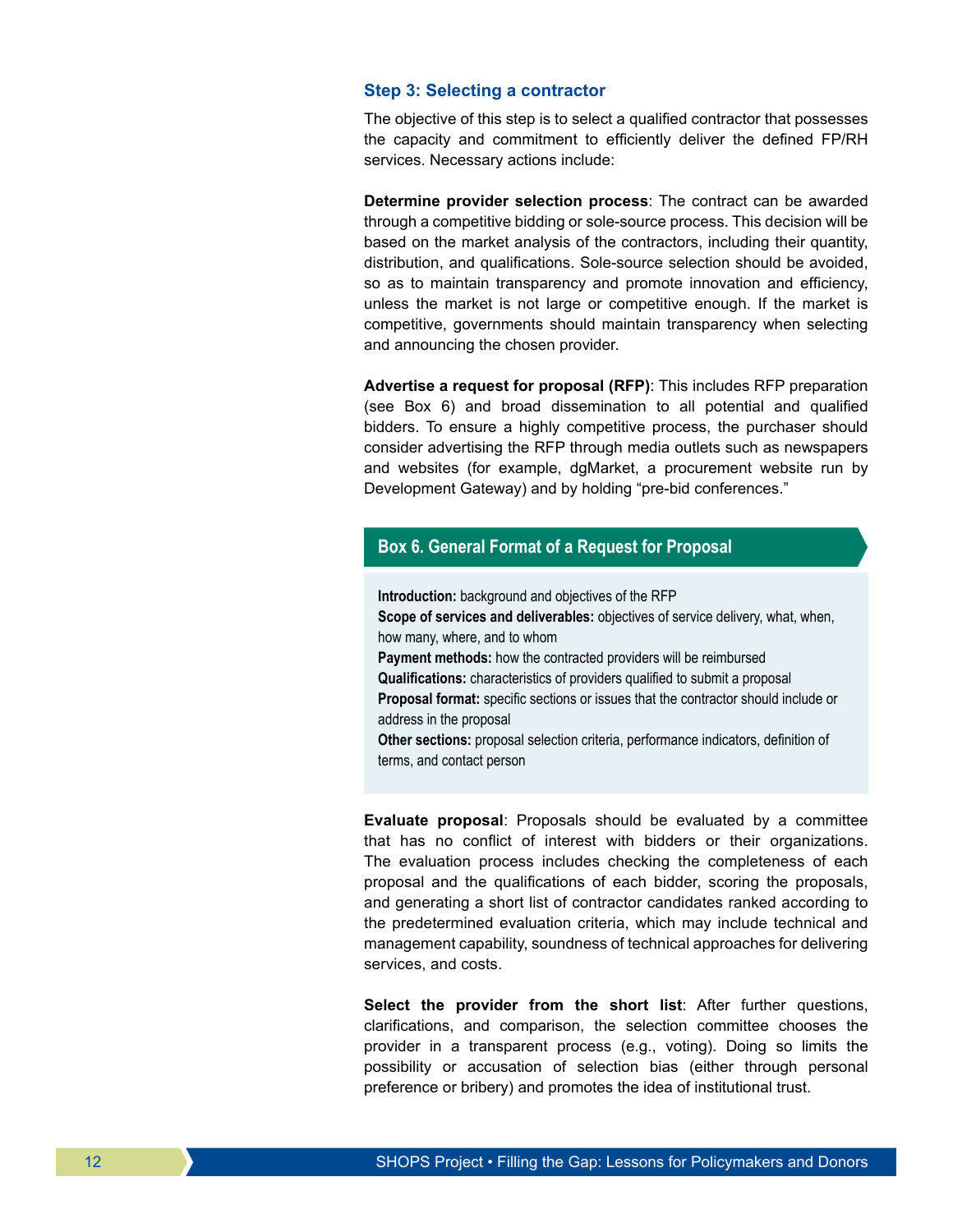### Step 3: Selecting a contractor

The objective of this step is to select a qualified contractor that possesses the capacity and commitment to efficiently deliver the defined FP/RH services. Necessary actions include:

**Determine provider selection process**: The contract can be awarded through a competitive bidding or sole-source process. This decision will be based on the market analysis of the contractors, including their quantity, distribution, and qualifications. Sole-source selection should be avoided, so as to maintain transparency and promote innovation and efficiency, unless the market is not large or competitive enough. If the market is competitive, governments should maintain transparency when selecting and announcing the chosen provider.

**Advertise a request for proposal (RFP)**: This includes RFP preparation (see Box 6) and broad dissemination to all potential and qualified bidders. To ensure a highly competitive process, the purchaser should consider advertising the RFP through media outlets such as newspapers and websites (for example, dgMarket, a procurement website run by Development Gateway) and by holding "pre-bid conferences."

> **Box 6. General Format of a Request for Proposal**
>
> **Introduction:** background and objectives of the RFP
> **Scope of services and deliverables:** objectives of service delivery, what, when, how many, where, and to whom
> **Payment methods:** how the contracted providers will be reimbursed
> **Qualifications:** characteristics of providers qualified to submit a proposal
> **Proposal format:** specific sections or issues that the contractor should include or address in the proposal
> **Other sections:** proposal selection criteria, performance indicators, definition of terms, and contact person

**Evaluate proposal**: Proposals should be evaluated by a committee that has no conflict of interest with bidders or their organizations. The evaluation process includes checking the completeness of each proposal and the qualifications of each bidder, scoring the proposals, and generating a short list of contractor candidates ranked according to the predetermined evaluation criteria, which may include technical and management capability, soundness of technical approaches for delivering services, and costs.

**Select the provider from the short list**: After further questions, clarifications, and comparison, the selection committee chooses the provider in a transparent process (e.g., voting). Doing so limits the possibility or accusation of selection bias (either through personal preference or bribery) and promotes the idea of institutional trust.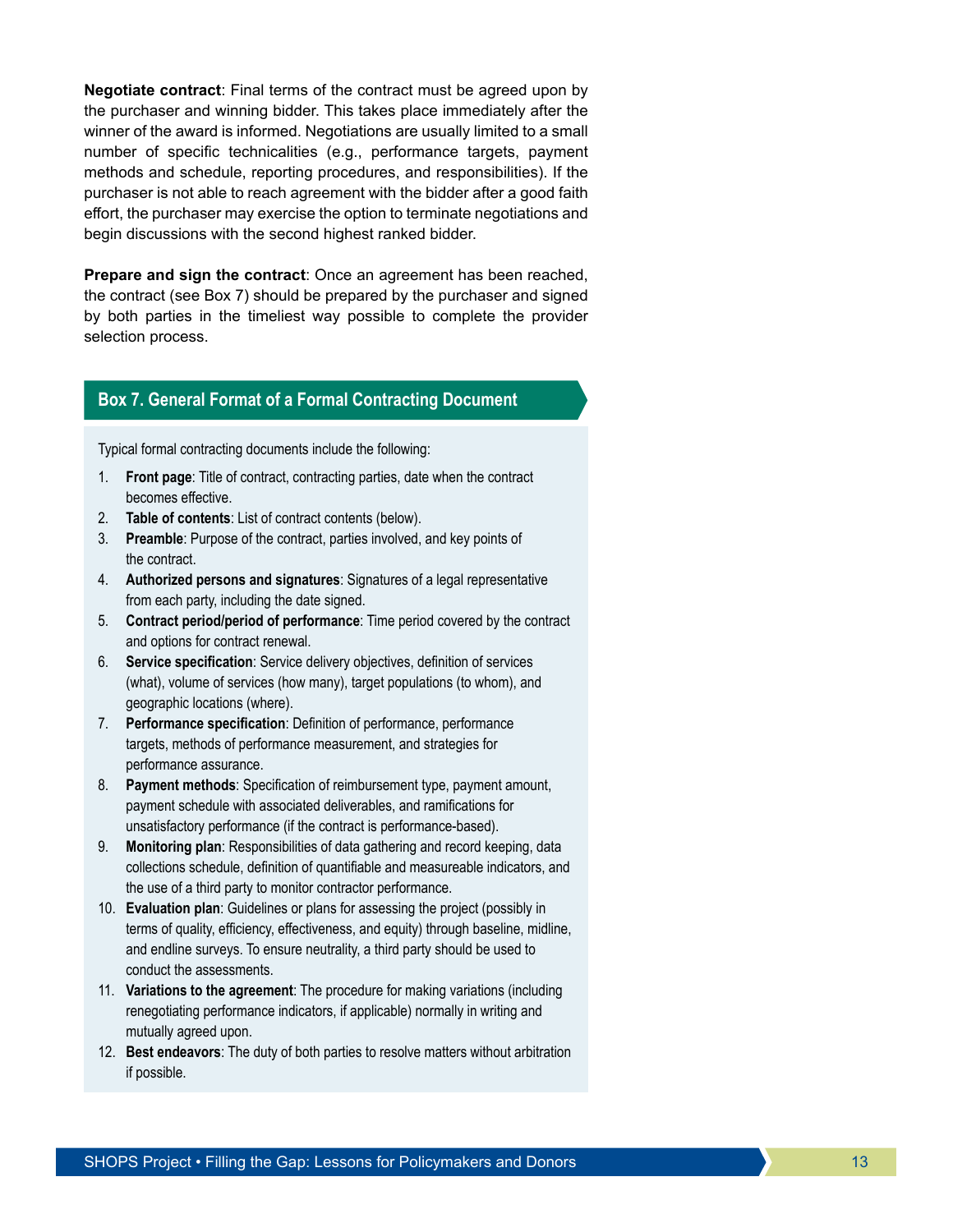**Negotiate contract**: Final terms of the contract must be agreed upon by the purchaser and winning bidder. This takes place immediately after the winner of the award is informed. Negotiations are usually limited to a small number of specific technicalities (e.g., performance targets, payment methods and schedule, reporting procedures, and responsibilities). If the purchaser is not able to reach agreement with the bidder after a good faith effort, the purchaser may exercise the option to terminate negotiations and begin discussions with the second highest ranked bidder.

**Prepare and sign the contract**: Once an agreement has been reached, the contract (see Box 7) should be prepared by the purchaser and signed by both parties in the timeliest way possible to complete the provider selection process.

### Box 7. General Format of a Formal Contracting Document

Typical formal contracting documents include the following:

1. **Front page**: Title of contract, contracting parties, date when the contract becomes effective.
2. **Table of contents**: List of contract contents (below).
3. **Preamble**: Purpose of the contract, parties involved, and key points of the contract.
4. **Authorized persons and signatures**: Signatures of a legal representative from each party, including the date signed.
5. **Contract period/period of performance**: Time period covered by the contract and options for contract renewal.
6. **Service specification**: Service delivery objectives, definition of services (what), volume of services (how many), target populations (to whom), and geographic locations (where).
7. **Performance specification**: Definition of performance, performance targets, methods of performance measurement, and strategies for performance assurance.
8. **Payment methods**: Specification of reimbursement type, payment amount, payment schedule with associated deliverables, and ramifications for unsatisfactory performance (if the contract is performance-based).
9. **Monitoring plan**: Responsibilities of data gathering and record keeping, data collections schedule, definition of quantifiable and measureable indicators, and the use of a third party to monitor contractor performance.
10. **Evaluation plan**: Guidelines or plans for assessing the project (possibly in terms of quality, efficiency, effectiveness, and equity) through baseline, midline, and endline surveys. To ensure neutrality, a third party should be used to conduct the assessments.
11. **Variations to the agreement**: The procedure for making variations (including renegotiating performance indicators, if applicable) normally in writing and mutually agreed upon.
12. **Best endeavors**: The duty of both parties to resolve matters without arbitration if possible.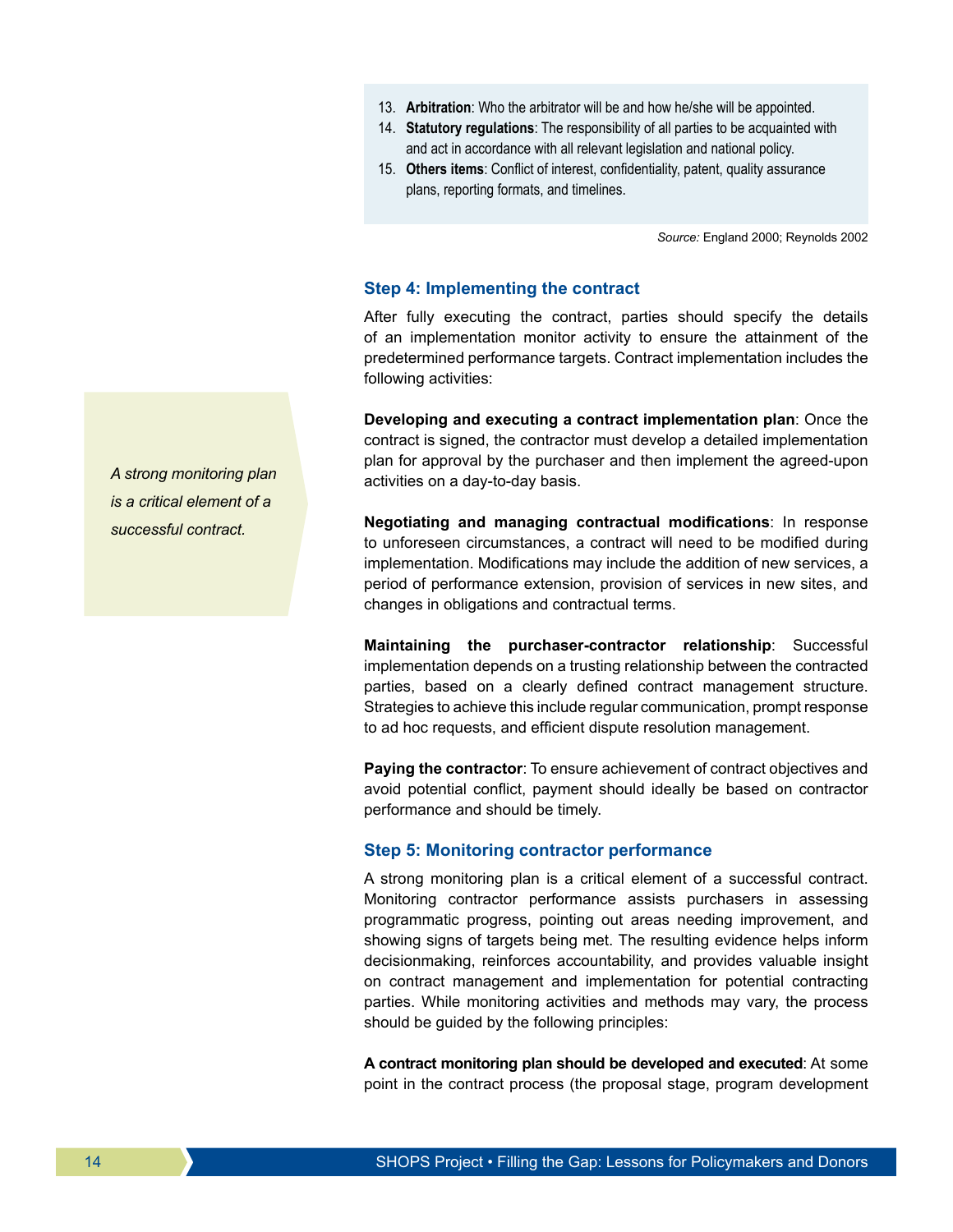13. **Arbitration**: Who the arbitrator will be and how he/she will be appointed.
14. **Statutory regulations**: The responsibility of all parties to be acquainted with and act in accordance with all relevant legislation and national policy.
15. **Others items**: Conflict of interest, confidentiality, patent, quality assurance plans, reporting formats, and timelines.

*Source:* England 2000; Reynolds 2002

### Step 4: Implementing the contract

After fully executing the contract, parties should specify the details of an implementation monitor activity to ensure the attainment of the predetermined performance targets. Contract implementation includes the following activities:

**Developing and executing a contract implementation plan**: Once the contract is signed, the contractor must develop a detailed implementation plan for approval by the purchaser and then implement the agreed-upon activities on a day-to-day basis.

**Negotiating and managing contractual modifications**: In response to unforeseen circumstances, a contract will need to be modified during implementation. Modifications may include the addition of new services, a period of performance extension, provision of services in new sites, and changes in obligations and contractual terms.

**Maintaining the purchaser-contractor relationship**: Successful implementation depends on a trusting relationship between the contracted parties, based on a clearly defined contract management structure. Strategies to achieve this include regular communication, prompt response to ad hoc requests, and efficient dispute resolution management.

**Paying the contractor**: To ensure achievement of contract objectives and avoid potential conflict, payment should ideally be based on contractor performance and should be timely.

*A strong monitoring plan is a critical element of a successful contract.*

### Step 5: Monitoring contractor performance

A strong monitoring plan is a critical element of a successful contract. Monitoring contractor performance assists purchasers in assessing programmatic progress, pointing out areas needing improvement, and showing signs of targets being met. The resulting evidence helps inform decisionmaking, reinforces accountability, and provides valuable insight on contract management and implementation for potential contracting parties. While monitoring activities and methods may vary, the process should be guided by the following principles:

**A contract monitoring plan should be developed and executed**: At some point in the contract process (the proposal stage, program development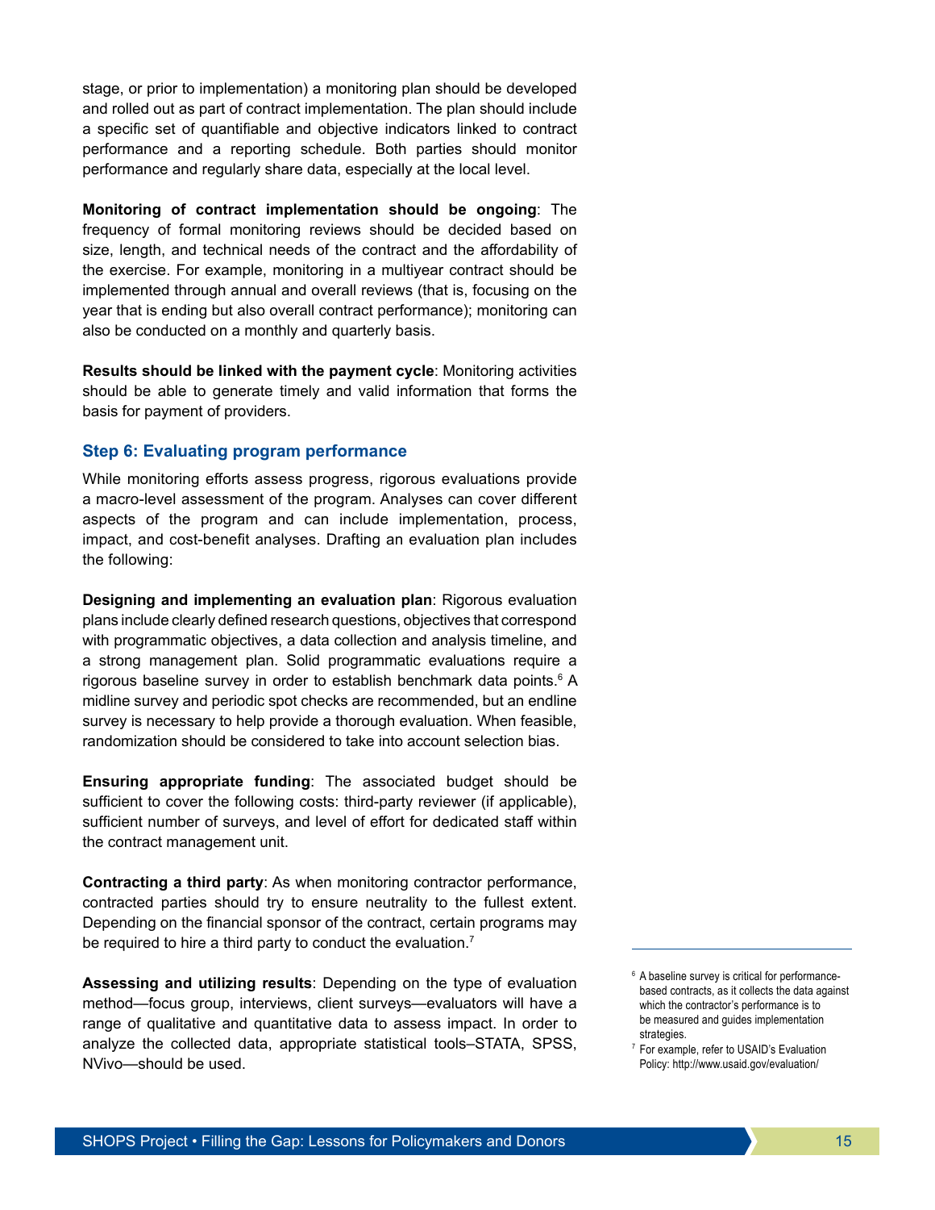stage, or prior to implementation) a monitoring plan should be developed and rolled out as part of contract implementation. The plan should include a specific set of quantifiable and objective indicators linked to contract performance and a reporting schedule. Both parties should monitor performance and regularly share data, especially at the local level.

**Monitoring of contract implementation should be ongoing**: The frequency of formal monitoring reviews should be decided based on size, length, and technical needs of the contract and the affordability of the exercise. For example, monitoring in a multiyear contract should be implemented through annual and overall reviews (that is, focusing on the year that is ending but also overall contract performance); monitoring can also be conducted on a monthly and quarterly basis.

**Results should be linked with the payment cycle**: Monitoring activities should be able to generate timely and valid information that forms the basis for payment of providers.

### Step 6: Evaluating program performance

While monitoring efforts assess progress, rigorous evaluations provide a macro-level assessment of the program. Analyses can cover different aspects of the program and can include implementation, process, impact, and cost-benefit analyses. Drafting an evaluation plan includes the following:

**Designing and implementing an evaluation plan**: Rigorous evaluation plans include clearly defined research questions, objectives that correspond with programmatic objectives, a data collection and analysis timeline, and a strong management plan. Solid programmatic evaluations require a rigorous baseline survey in order to establish benchmark data points.[6] A midline survey and periodic spot checks are recommended, but an endline survey is necessary to help provide a thorough evaluation. When feasible, randomization should be considered to take into account selection bias.

**Ensuring appropriate funding**: The associated budget should be sufficient to cover the following costs: third-party reviewer (if applicable), sufficient number of surveys, and level of effort for dedicated staff within the contract management unit.

**Contracting a third party**: As when monitoring contractor performance, contracted parties should try to ensure neutrality to the fullest extent. Depending on the financial sponsor of the contract, certain programs may be required to hire a third party to conduct the evaluation.[7]

**Assessing and utilizing results**: Depending on the type of evaluation method—focus group, interviews, client surveys—evaluators will have a range of qualitative and quantitative data to assess impact. In order to analyze the collected data, appropriate statistical tools–STATA, SPSS, NVivo—should be used.

---

[6] A baseline survey is critical for performance-based contracts, as it collects the data against which the contractor's performance is to be measured and guides implementation strategies.

[7] For example, refer to USAID's Evaluation Policy: http://www.usaid.gov/evaluation/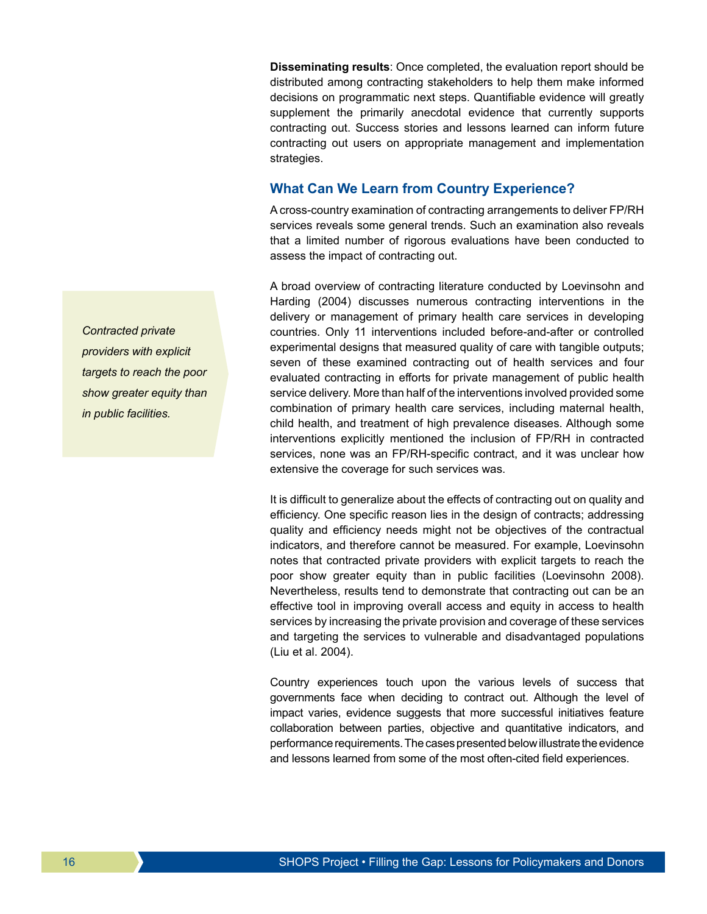**Disseminating results**: Once completed, the evaluation report should be distributed among contracting stakeholders to help them make informed decisions on programmatic next steps. Quantifiable evidence will greatly supplement the primarily anecdotal evidence that currently supports contracting out. Success stories and lessons learned can inform future contracting out users on appropriate management and implementation strategies.

## What Can We Learn from Country Experience?

A cross-country examination of contracting arrangements to deliver FP/RH services reveals some general trends. Such an examination also reveals that a limited number of rigorous evaluations have been conducted to assess the impact of contracting out.

> *Contracted private providers with explicit targets to reach the poor show greater equity than in public facilities.*

A broad overview of contracting literature conducted by Loevinsohn and Harding (2004) discusses numerous contracting interventions in the delivery or management of primary health care services in developing countries. Only 11 interventions included before-and-after or controlled experimental designs that measured quality of care with tangible outputs; seven of these examined contracting out of health services and four evaluated contracting in efforts for private management of public health service delivery. More than half of the interventions involved provided some combination of primary health care services, including maternal health, child health, and treatment of high prevalence diseases. Although some interventions explicitly mentioned the inclusion of FP/RH in contracted services, none was an FP/RH-specific contract, and it was unclear how extensive the coverage for such services was.

It is difficult to generalize about the effects of contracting out on quality and efficiency. One specific reason lies in the design of contracts; addressing quality and efficiency needs might not be objectives of the contractual indicators, and therefore cannot be measured. For example, Loevinsohn notes that contracted private providers with explicit targets to reach the poor show greater equity than in public facilities (Loevinsohn 2008). Nevertheless, results tend to demonstrate that contracting out can be an effective tool in improving overall access and equity in access to health services by increasing the private provision and coverage of these services and targeting the services to vulnerable and disadvantaged populations (Liu et al. 2004).

Country experiences touch upon the various levels of success that governments face when deciding to contract out. Although the level of impact varies, evidence suggests that more successful initiatives feature collaboration between parties, objective and quantitative indicators, and performance requirements. The cases presented below illustrate the evidence and lessons learned from some of the most often-cited field experiences.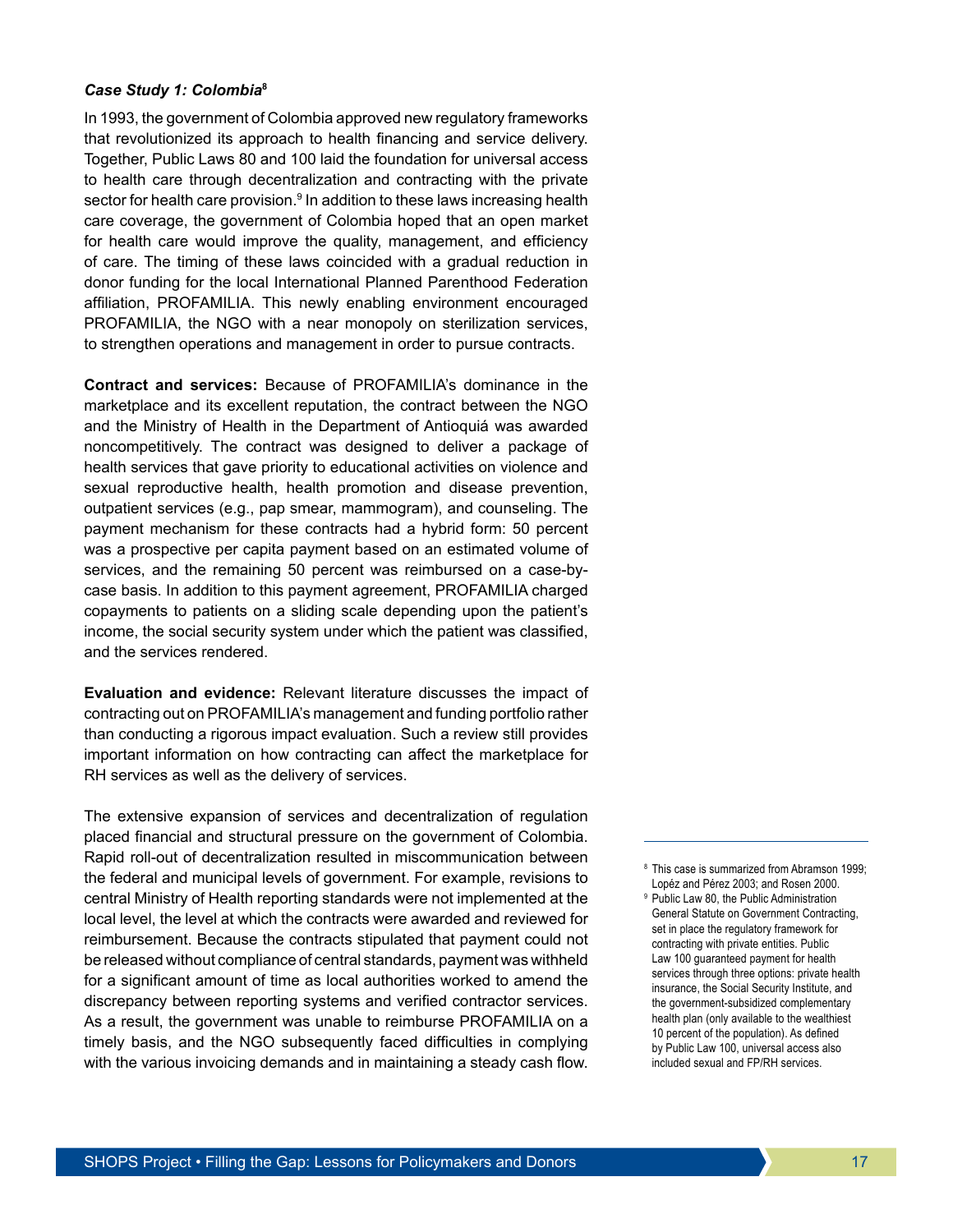### *Case Study 1: Colombia*[8]

In 1993, the government of Colombia approved new regulatory frameworks that revolutionized its approach to health financing and service delivery. Together, Public Laws 80 and 100 laid the foundation for universal access to health care through decentralization and contracting with the private sector for health care provision.[9] In addition to these laws increasing health care coverage, the government of Colombia hoped that an open market for health care would improve the quality, management, and efficiency of care. The timing of these laws coincided with a gradual reduction in donor funding for the local International Planned Parenthood Federation affiliation, PROFAMILIA. This newly enabling environment encouraged PROFAMILIA, the NGO with a near monopoly on sterilization services, to strengthen operations and management in order to pursue contracts.

**Contract and services:** Because of PROFAMILIA's dominance in the marketplace and its excellent reputation, the contract between the NGO and the Ministry of Health in the Department of Antioquiá was awarded noncompetitively. The contract was designed to deliver a package of health services that gave priority to educational activities on violence and sexual reproductive health, health promotion and disease prevention, outpatient services (e.g., pap smear, mammogram), and counseling. The payment mechanism for these contracts had a hybrid form: 50 percent was a prospective per capita payment based on an estimated volume of services, and the remaining 50 percent was reimbursed on a case-by-case basis. In addition to this payment agreement, PROFAMILIA charged copayments to patients on a sliding scale depending upon the patient's income, the social security system under which the patient was classified, and the services rendered.

**Evaluation and evidence:** Relevant literature discusses the impact of contracting out on PROFAMILIA's management and funding portfolio rather than conducting a rigorous impact evaluation. Such a review still provides important information on how contracting can affect the marketplace for RH services as well as the delivery of services.

The extensive expansion of services and decentralization of regulation placed financial and structural pressure on the government of Colombia. Rapid roll-out of decentralization resulted in miscommunication between the federal and municipal levels of government. For example, revisions to central Ministry of Health reporting standards were not implemented at the local level, the level at which the contracts were awarded and reviewed for reimbursement. Because the contracts stipulated that payment could not be released without compliance of central standards, payment was withheld for a significant amount of time as local authorities worked to amend the discrepancy between reporting systems and verified contractor services. As a result, the government was unable to reimburse PROFAMILIA on a timely basis, and the NGO subsequently faced difficulties in complying with the various invoicing demands and in maintaining a steady cash flow.

---

[8] This case is summarized from Abramson 1999; Lopéz and Pérez 2003; and Rosen 2000.

[9] Public Law 80, the Public Administration General Statute on Government Contracting, set in place the regulatory framework for contracting with private entities. Public Law 100 guaranteed payment for health services through three options: private health insurance, the Social Security Institute, and the government-subsidized complementary health plan (only available to the wealthiest 10 percent of the population). As defined by Public Law 100, universal access also included sexual and FP/RH services.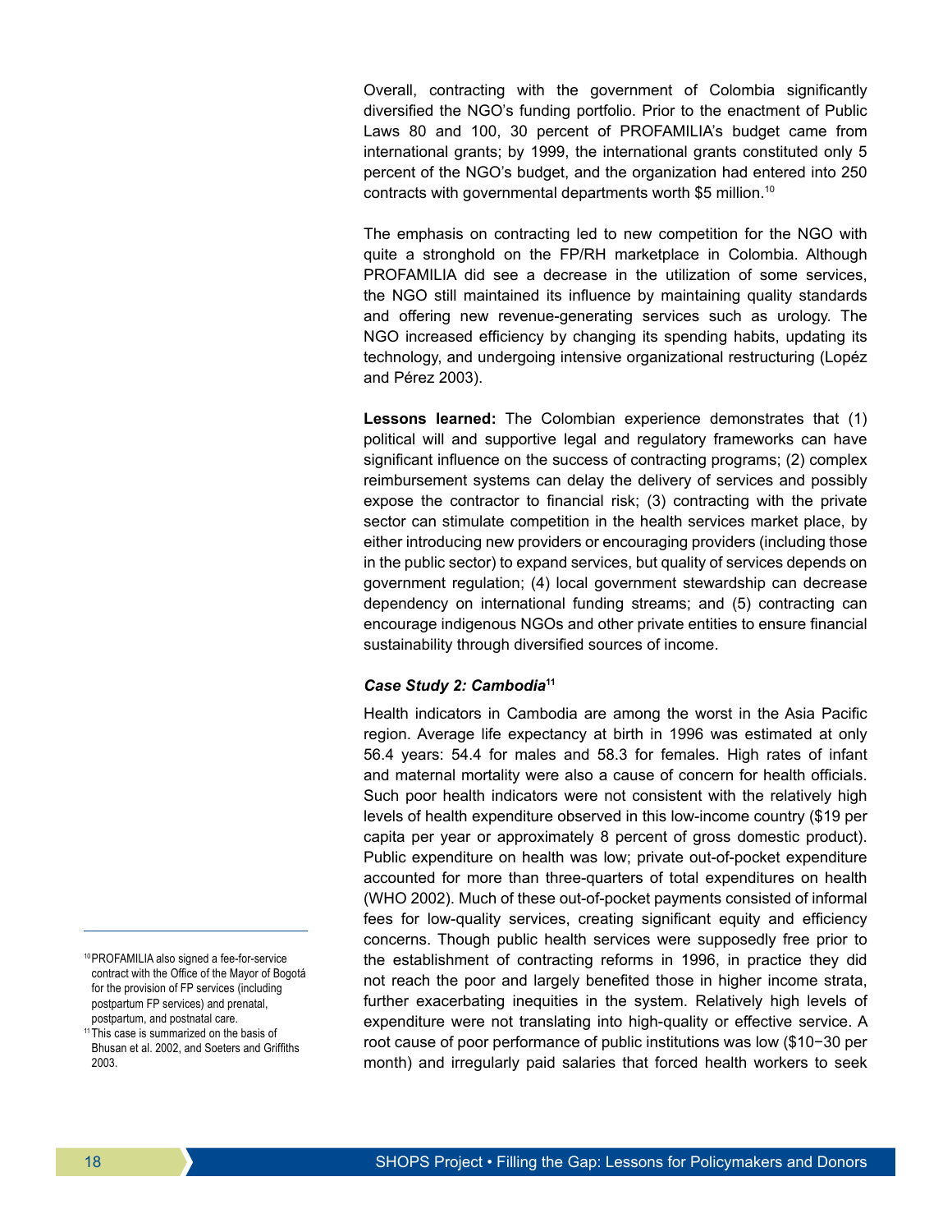Overall, contracting with the government of Colombia significantly diversified the NGO's funding portfolio. Prior to the enactment of Public Laws 80 and 100, 30 percent of PROFAMILIA's budget came from international grants; by 1999, the international grants constituted only 5 percent of the NGO's budget, and the organization had entered into 250 contracts with governmental departments worth $5 million.[10]

The emphasis on contracting led to new competition for the NGO with quite a stronghold on the FP/RH marketplace in Colombia. Although PROFAMILIA did see a decrease in the utilization of some services, the NGO still maintained its influence by maintaining quality standards and offering new revenue-generating services such as urology. The NGO increased efficiency by changing its spending habits, updating its technology, and undergoing intensive organizational restructuring (Lopéz and Pérez 2003).

**Lessons learned:** The Colombian experience demonstrates that (1) political will and supportive legal and regulatory frameworks can have significant influence on the success of contracting programs; (2) complex reimbursement systems can delay the delivery of services and possibly expose the contractor to financial risk; (3) contracting with the private sector can stimulate competition in the health services market place, by either introducing new providers or encouraging providers (including those in the public sector) to expand services, but quality of services depends on government regulation; (4) local government stewardship can decrease dependency on international funding streams; and (5) contracting can encourage indigenous NGOs and other private entities to ensure financial sustainability through diversified sources of income.

#### *Case Study 2: Cambodia*[11]

Health indicators in Cambodia are among the worst in the Asia Pacific region. Average life expectancy at birth in 1996 was estimated at only 56.4 years: 54.4 for males and 58.3 for females. High rates of infant and maternal mortality were also a cause of concern for health officials. Such poor health indicators were not consistent with the relatively high levels of health expenditure observed in this low-income country ($19 per capita per year or approximately 8 percent of gross domestic product). Public expenditure on health was low; private out-of-pocket expenditure accounted for more than three-quarters of total expenditures on health (WHO 2002). Much of these out-of-pocket payments consisted of informal fees for low-quality services, creating significant equity and efficiency concerns. Though public health services were supposedly free prior to the establishment of contracting reforms in 1996, in practice they did not reach the poor and largely benefited those in higher income strata, further exacerbating inequities in the system. Relatively high levels of expenditure were not translating into high-quality or effective service. A root cause of poor performance of public institutions was low ($10−30 per month) and irregularly paid salaries that forced health workers to seek

---

[10] PROFAMILIA also signed a fee-for-service contract with the Office of the Mayor of Bogotá for the provision of FP services (including postpartum FP services) and prenatal, postpartum, and postnatal care.

[11] This case is summarized on the basis of Bhusan et al. 2002, and Soeters and Griffiths 2003.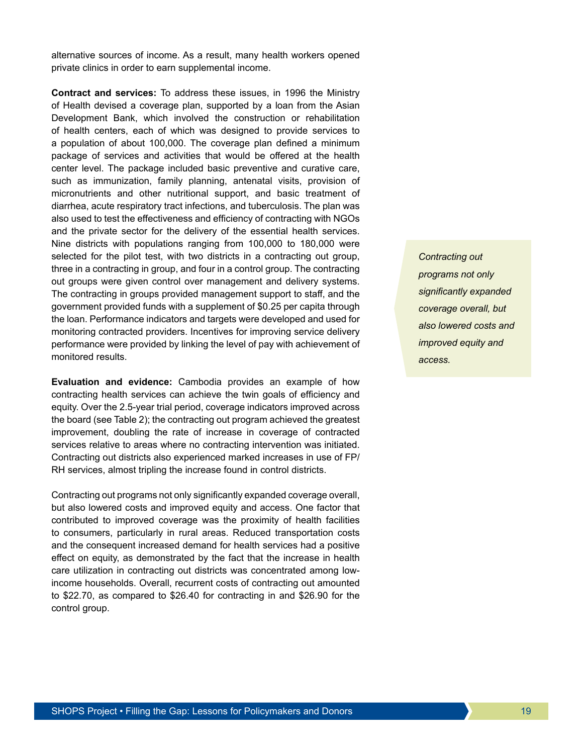alternative sources of income. As a result, many health workers opened private clinics in order to earn supplemental income.

**Contract and services:** To address these issues, in 1996 the Ministry of Health devised a coverage plan, supported by a loan from the Asian Development Bank, which involved the construction or rehabilitation of health centers, each of which was designed to provide services to a population of about 100,000. The coverage plan defined a minimum package of services and activities that would be offered at the health center level. The package included basic preventive and curative care, such as immunization, family planning, antenatal visits, provision of micronutrients and other nutritional support, and basic treatment of diarrhea, acute respiratory tract infections, and tuberculosis. The plan was also used to test the effectiveness and efficiency of contracting with NGOs and the private sector for the delivery of the essential health services. Nine districts with populations ranging from 100,000 to 180,000 were selected for the pilot test, with two districts in a contracting out group, three in a contracting in group, and four in a control group. The contracting out groups were given control over management and delivery systems. The contracting in groups provided management support to staff, and the government provided funds with a supplement of $0.25 per capita through the loan. Performance indicators and targets were developed and used for monitoring contracted providers. Incentives for improving service delivery performance were provided by linking the level of pay with achievement of monitored results.

**Evaluation and evidence:** Cambodia provides an example of how contracting health services can achieve the twin goals of efficiency and equity. Over the 2.5-year trial period, coverage indicators improved across the board (see Table 2); the contracting out program achieved the greatest improvement, doubling the rate of increase in coverage of contracted services relative to areas where no contracting intervention was initiated. Contracting out districts also experienced marked increases in use of FP/RH services, almost tripling the increase found in control districts.

Contracting out programs not only significantly expanded coverage overall, but also lowered costs and improved equity and access. One factor that contributed to improved coverage was the proximity of health facilities to consumers, particularly in rural areas. Reduced transportation costs and the consequent increased demand for health services had a positive effect on equity, as demonstrated by the fact that the increase in health care utilization in contracting out districts was concentrated among low-income households. Overall, recurrent costs of contracting out amounted to $22.70, as compared to $26.40 for contracting in and $26.90 for the control group.

*Contracting out programs not only significantly expanded coverage overall, but also lowered costs and improved equity and access.*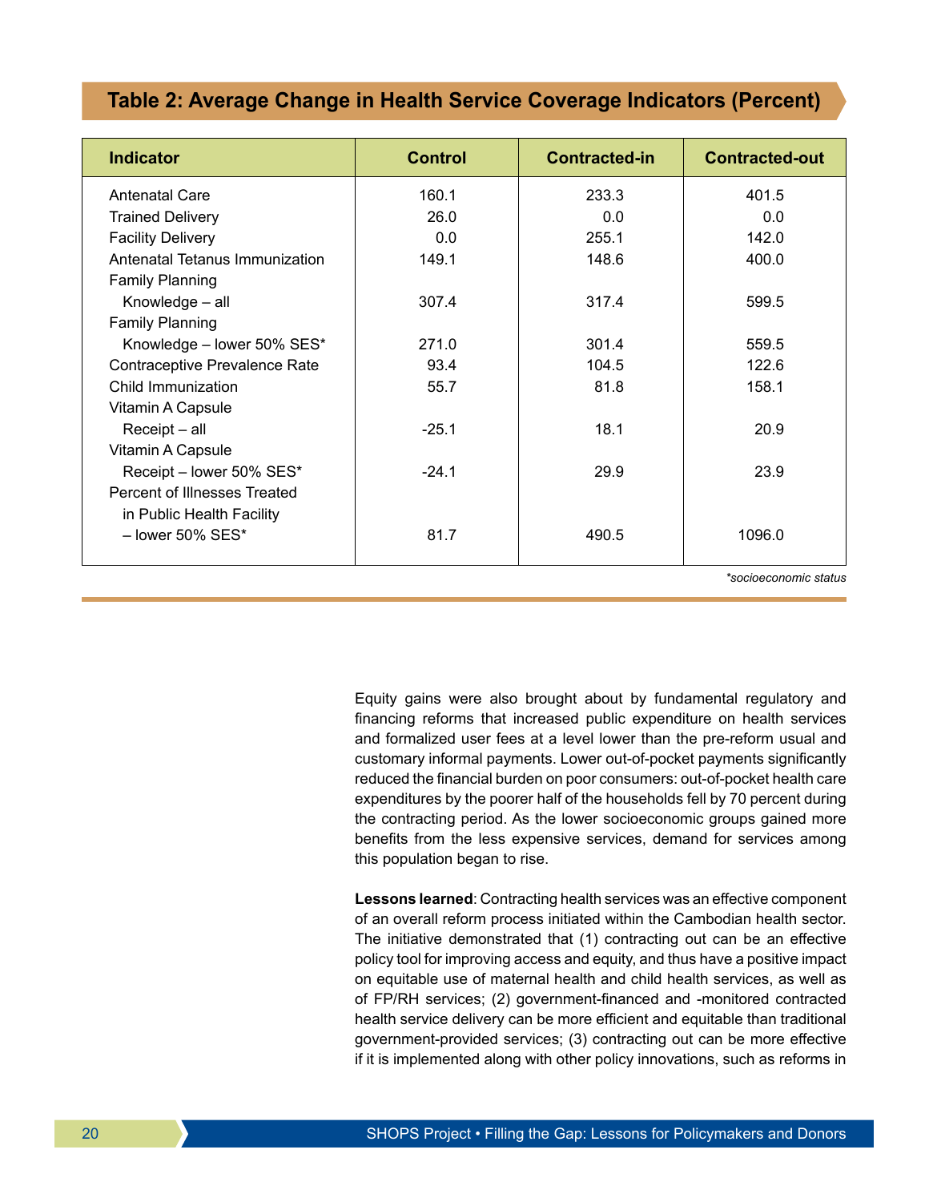## Table 2: Average Change in Health Service Coverage Indicators (Percent)

| Indicator | Control | Contracted-in | Contracted-out |
|---|---|---|---|
| Antenatal Care | 160.1 | 233.3 | 401.5 |
| Trained Delivery | 26.0 | 0.0 | 0.0 |
| Facility Delivery | 0.0 | 255.1 | 142.0 |
| Antenatal Tetanus Immunization | 149.1 | 148.6 | 400.0 |
| Family Planning Knowledge – all | 307.4 | 317.4 | 599.5 |
| Family Planning Knowledge – lower 50% SES* | 271.0 | 301.4 | 559.5 |
| Contraceptive Prevalence Rate | 93.4 | 104.5 | 122.6 |
| Child Immunization | 55.7 | 81.8 | 158.1 |
| Vitamin A Capsule Receipt – all | -25.1 | 18.1 | 20.9 |
| Vitamin A Capsule Receipt – lower 50% SES* | -24.1 | 29.9 | 23.9 |
| Percent of Illnesses Treated in Public Health Facility – lower 50% SES* | 81.7 | 490.5 | 1096.0 |

*\*socioeconomic status*

Equity gains were also brought about by fundamental regulatory and financing reforms that increased public expenditure on health services and formalized user fees at a level lower than the pre-reform usual and customary informal payments. Lower out-of-pocket payments significantly reduced the financial burden on poor consumers: out-of-pocket health care expenditures by the poorer half of the households fell by 70 percent during the contracting period. As the lower socioeconomic groups gained more benefits from the less expensive services, demand for services among this population began to rise.

**Lessons learned**: Contracting health services was an effective component of an overall reform process initiated within the Cambodian health sector. The initiative demonstrated that (1) contracting out can be an effective policy tool for improving access and equity, and thus have a positive impact on equitable use of maternal health and child health services, as well as of FP/RH services; (2) government-financed and -monitored contracted health service delivery can be more efficient and equitable than traditional government-provided services; (3) contracting out can be more effective if it is implemented along with other policy innovations, such as reforms in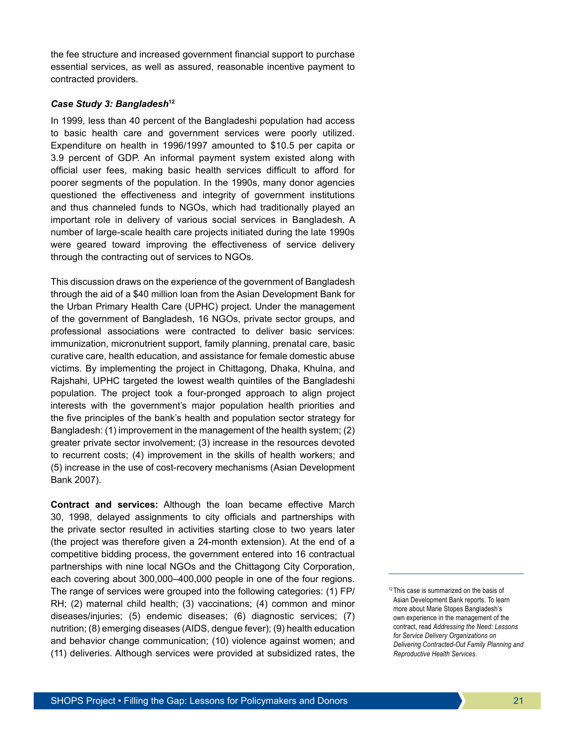the fee structure and increased government financial support to purchase essential services, as well as assured, reasonable incentive payment to contracted providers.

***Case Study 3: Bangladesh***[12]

In 1999, less than 40 percent of the Bangladeshi population had access to basic health care and government services were poorly utilized. Expenditure on health in 1996/1997 amounted to $10.5 per capita or 3.9 percent of GDP. An informal payment system existed along with official user fees, making basic health services difficult to afford for poorer segments of the population. In the 1990s, many donor agencies questioned the effectiveness and integrity of government institutions and thus channeled funds to NGOs, which had traditionally played an important role in delivery of various social services in Bangladesh. A number of large-scale health care projects initiated during the late 1990s were geared toward improving the effectiveness of service delivery through the contracting out of services to NGOs.

This discussion draws on the experience of the government of Bangladesh through the aid of a $40 million loan from the Asian Development Bank for the Urban Primary Health Care (UPHC) project. Under the management of the government of Bangladesh, 16 NGOs, private sector groups, and professional associations were contracted to deliver basic services: immunization, micronutrient support, family planning, prenatal care, basic curative care, health education, and assistance for female domestic abuse victims. By implementing the project in Chittagong, Dhaka, Khulna, and Rajshahi, UPHC targeted the lowest wealth quintiles of the Bangladeshi population. The project took a four-pronged approach to align project interests with the government's major population health priorities and the five principles of the bank's health and population sector strategy for Bangladesh: (1) improvement in the management of the health system; (2) greater private sector involvement; (3) increase in the resources devoted to recurrent costs; (4) improvement in the skills of health workers; and (5) increase in the use of cost-recovery mechanisms (Asian Development Bank 2007).

**Contract and services:** Although the loan became effective March 30, 1998, delayed assignments to city officials and partnerships with the private sector resulted in activities starting close to two years later (the project was therefore given a 24-month extension). At the end of a competitive bidding process, the government entered into 16 contractual partnerships with nine local NGOs and the Chittagong City Corporation, each covering about 300,000–400,000 people in one of the four regions. The range of services were grouped into the following categories: (1) FP/RH; (2) maternal child health; (3) vaccinations; (4) common and minor diseases/injuries; (5) endemic diseases; (6) diagnostic services; (7) nutrition; (8) emerging diseases (AIDS, dengue fever); (9) health education and behavior change communication; (10) violence against women; and (11) deliveries. Although services were provided at subsidized rates, the

[12] This case is summarized on the basis of Asian Development Bank reports. To learn more about Marie Stopes Bangladesh's own experience in the management of the contract, read *Addressing the Need: Lessons for Service Delivery Organizations on Delivering Contracted-Out Family Planning and Reproductive Health Services.*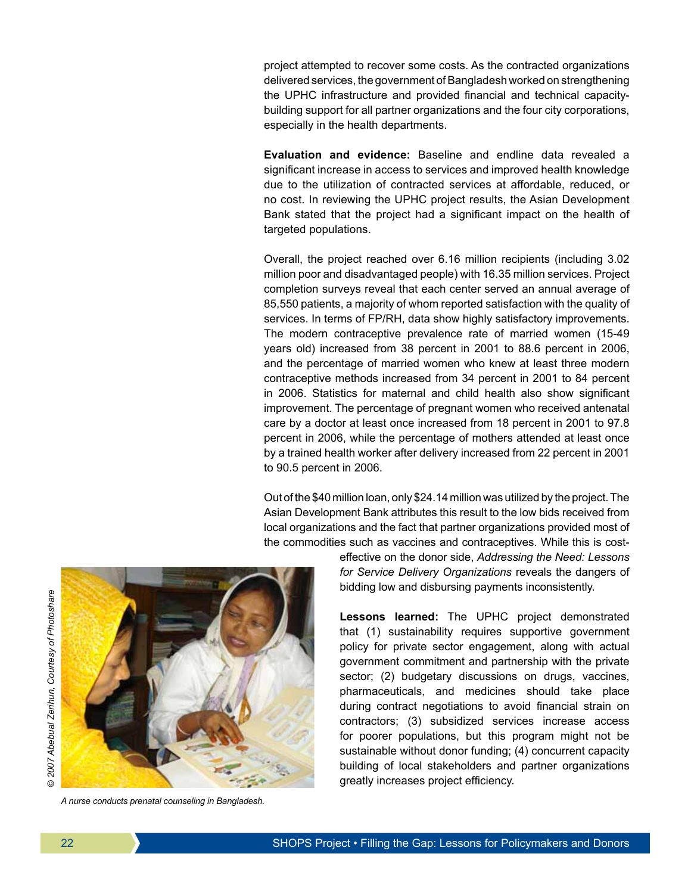project attempted to recover some costs. As the contracted organizations delivered services, the government of Bangladesh worked on strengthening the UPHC infrastructure and provided financial and technical capacity-building support for all partner organizations and the four city corporations, especially in the health departments.

**Evaluation and evidence:** Baseline and endline data revealed a significant increase in access to services and improved health knowledge due to the utilization of contracted services at affordable, reduced, or no cost. In reviewing the UPHC project results, the Asian Development Bank stated that the project had a significant impact on the health of targeted populations.

Overall, the project reached over 6.16 million recipients (including 3.02 million poor and disadvantaged people) with 16.35 million services. Project completion surveys reveal that each center served an annual average of 85,550 patients, a majority of whom reported satisfaction with the quality of services. In terms of FP/RH, data show highly satisfactory improvements. The modern contraceptive prevalence rate of married women (15-49 years old) increased from 38 percent in 2001 to 88.6 percent in 2006, and the percentage of married women who knew at least three modern contraceptive methods increased from 34 percent in 2001 to 84 percent in 2006. Statistics for maternal and child health also show significant improvement. The percentage of pregnant women who received antenatal care by a doctor at least once increased from 18 percent in 2001 to 97.8 percent in 2006, while the percentage of mothers attended at least once by a trained health worker after delivery increased from 22 percent in 2001 to 90.5 percent in 2006.

Out of the $40 million loan, only $24.14 million was utilized by the project. The Asian Development Bank attributes this result to the low bids received from local organizations and the fact that partner organizations provided most of the commodities such as vaccines and contraceptives. While this is cost-effective on the donor side, *Addressing the Need: Lessons for Service Delivery Organizations* reveals the dangers of bidding low and disbursing payments inconsistently.

**Lessons learned:** The UPHC project demonstrated that (1) sustainability requires supportive government policy for private sector engagement, along with actual government commitment and partnership with the private sector; (2) budgetary discussions on drugs, vaccines, pharmaceuticals, and medicines should take place during contract negotiations to avoid financial strain on contractors; (3) subsidized services increase access for poorer populations, but this program might not be sustainable without donor funding; (4) concurrent capacity building of local stakeholders and partner organizations greatly increases project efficiency.

© 2007 Abebual Zerihun, Courtesy of Photoshare

*A nurse conducts prenatal counseling in Bangladesh.*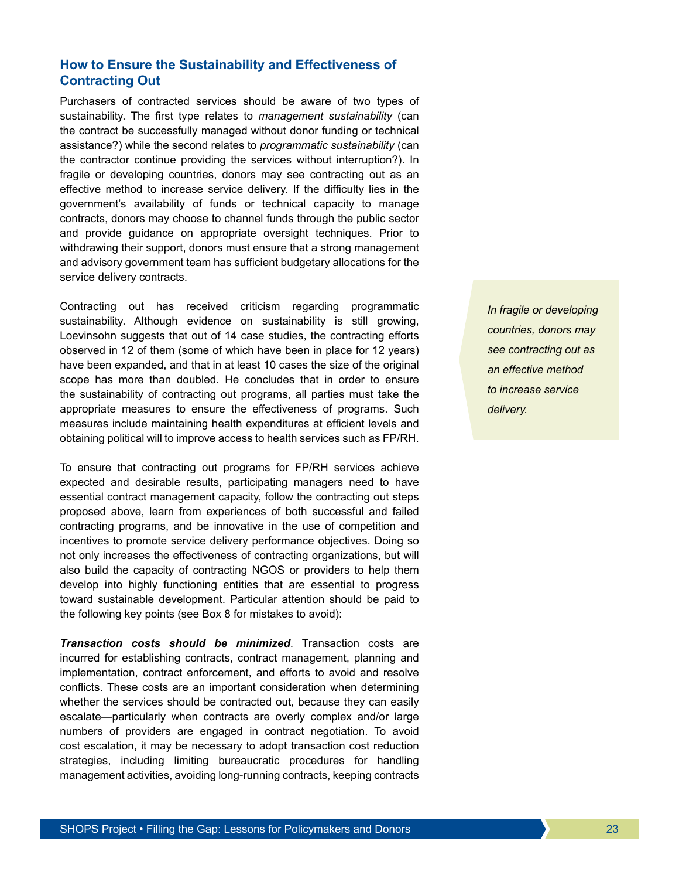## How to Ensure the Sustainability and Effectiveness of Contracting Out

Purchasers of contracted services should be aware of two types of sustainability. The first type relates to *management sustainability* (can the contract be successfully managed without donor funding or technical assistance?) while the second relates to *programmatic sustainability* (can the contractor continue providing the services without interruption?). In fragile or developing countries, donors may see contracting out as an effective method to increase service delivery. If the difficulty lies in the government's availability of funds or technical capacity to manage contracts, donors may choose to channel funds through the public sector and provide guidance on appropriate oversight techniques. Prior to withdrawing their support, donors must ensure that a strong management and advisory government team has sufficient budgetary allocations for the service delivery contracts.

> *In fragile or developing countries, donors may see contracting out as an effective method to increase service delivery.*

Contracting out has received criticism regarding programmatic sustainability. Although evidence on sustainability is still growing, Loevinsohn suggests that out of 14 case studies, the contracting efforts observed in 12 of them (some of which have been in place for 12 years) have been expanded, and that in at least 10 cases the size of the original scope has more than doubled. He concludes that in order to ensure the sustainability of contracting out programs, all parties must take the appropriate measures to ensure the effectiveness of programs. Such measures include maintaining health expenditures at efficient levels and obtaining political will to improve access to health services such as FP/RH.

To ensure that contracting out programs for FP/RH services achieve expected and desirable results, participating managers need to have essential contract management capacity, follow the contracting out steps proposed above, learn from experiences of both successful and failed contracting programs, and be innovative in the use of competition and incentives to promote service delivery performance objectives. Doing so not only increases the effectiveness of contracting organizations, but will also build the capacity of contracting NGOS or providers to help them develop into highly functioning entities that are essential to progress toward sustainable development. Particular attention should be paid to the following key points (see Box 8 for mistakes to avoid):

***Transaction costs should be minimized***. Transaction costs are incurred for establishing contracts, contract management, planning and implementation, contract enforcement, and efforts to avoid and resolve conflicts. These costs are an important consideration when determining whether the services should be contracted out, because they can easily escalate—particularly when contracts are overly complex and/or large numbers of providers are engaged in contract negotiation. To avoid cost escalation, it may be necessary to adopt transaction cost reduction strategies, including limiting bureaucratic procedures for handling management activities, avoiding long-running contracts, keeping contracts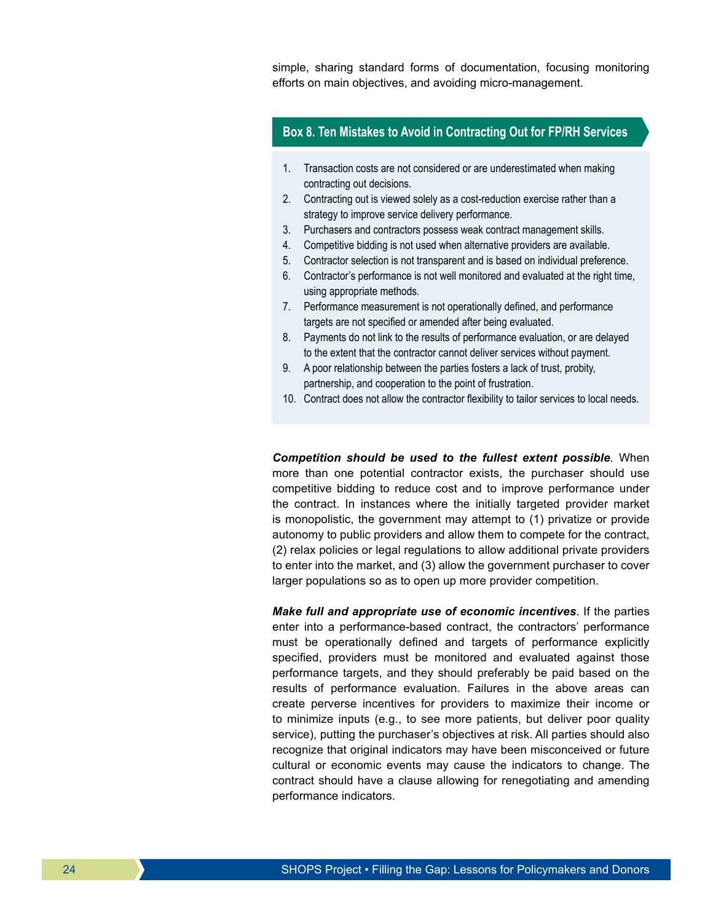simple, sharing standard forms of documentation, focusing monitoring efforts on main objectives, and avoiding micro-management.

### Box 8. Ten Mistakes to Avoid in Contracting Out for FP/RH Services

1. Transaction costs are not considered or are underestimated when making contracting out decisions.
2. Contracting out is viewed solely as a cost-reduction exercise rather than a strategy to improve service delivery performance.
3. Purchasers and contractors possess weak contract management skills.
4. Competitive bidding is not used when alternative providers are available.
5. Contractor selection is not transparent and is based on individual preference.
6. Contractor's performance is not well monitored and evaluated at the right time, using appropriate methods.
7. Performance measurement is not operationally defined, and performance targets are not specified or amended after being evaluated.
8. Payments do not link to the results of performance evaluation, or are delayed to the extent that the contractor cannot deliver services without payment.
9. A poor relationship between the parties fosters a lack of trust, probity, partnership, and cooperation to the point of frustration.
10. Contract does not allow the contractor flexibility to tailor services to local needs.

***Competition should be used to the fullest extent possible***. When more than one potential contractor exists, the purchaser should use competitive bidding to reduce cost and to improve performance under the contract. In instances where the initially targeted provider market is monopolistic, the government may attempt to (1) privatize or provide autonomy to public providers and allow them to compete for the contract, (2) relax policies or legal regulations to allow additional private providers to enter into the market, and (3) allow the government purchaser to cover larger populations so as to open up more provider competition.

***Make full and appropriate use of economic incentives***. If the parties enter into a performance-based contract, the contractors' performance must be operationally defined and targets of performance explicitly specified, providers must be monitored and evaluated against those performance targets, and they should preferably be paid based on the results of performance evaluation. Failures in the above areas can create perverse incentives for providers to maximize their income or to minimize inputs (e.g., to see more patients, but deliver poor quality service), putting the purchaser's objectives at risk. All parties should also recognize that original indicators may have been misconceived or future cultural or economic events may cause the indicators to change. The contract should have a clause allowing for renegotiating and amending performance indicators.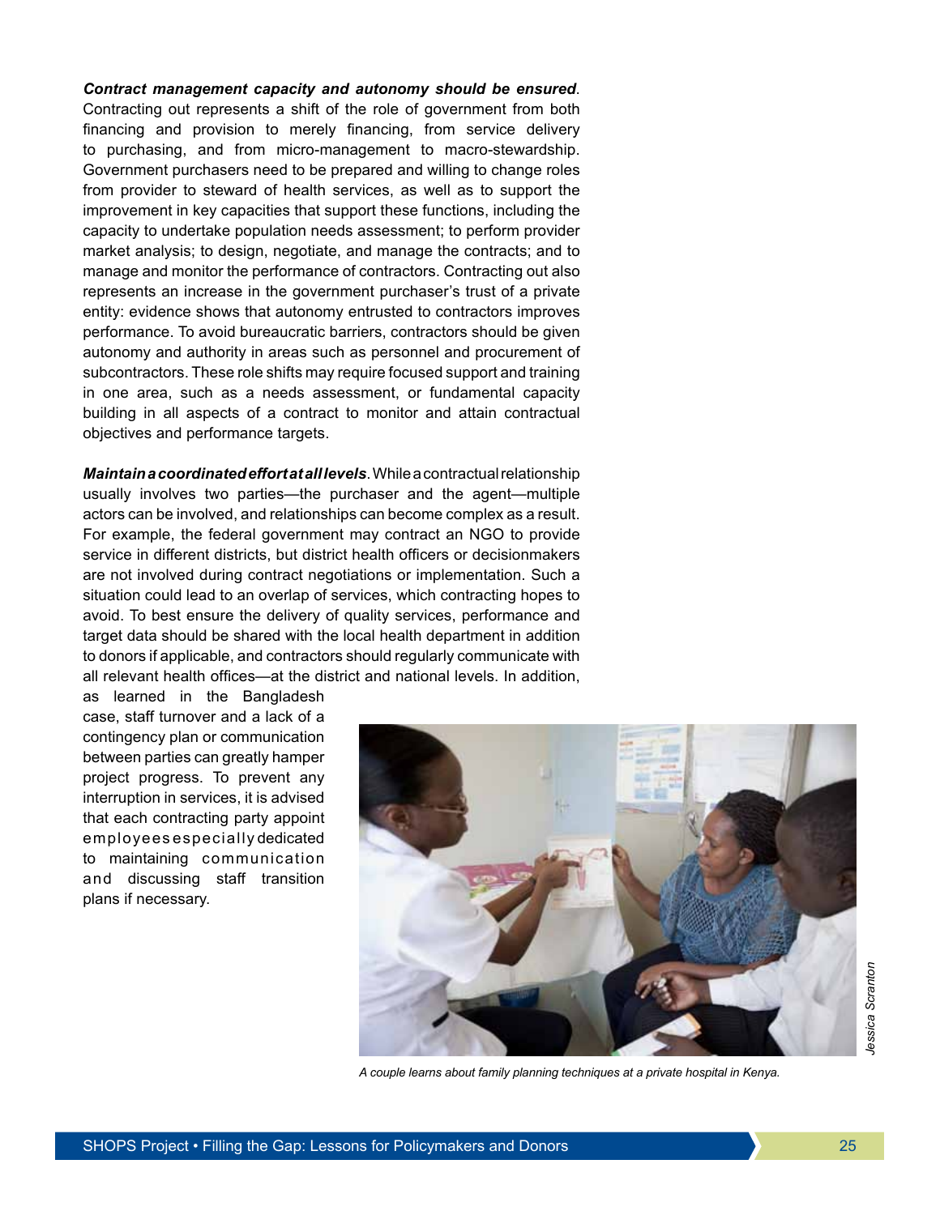***Contract management capacity and autonomy should be ensured***. Contracting out represents a shift of the role of government from both financing and provision to merely financing, from service delivery to purchasing, and from micro-management to macro-stewardship. Government purchasers need to be prepared and willing to change roles from provider to steward of health services, as well as to support the improvement in key capacities that support these functions, including the capacity to undertake population needs assessment; to perform provider market analysis; to design, negotiate, and manage the contracts; and to manage and monitor the performance of contractors. Contracting out also represents an increase in the government purchaser's trust of a private entity: evidence shows that autonomy entrusted to contractors improves performance. To avoid bureaucratic barriers, contractors should be given autonomy and authority in areas such as personnel and procurement of subcontractors. These role shifts may require focused support and training in one area, such as a needs assessment, or fundamental capacity building in all aspects of a contract to monitor and attain contractual objectives and performance targets.

***Maintain a coordinated effort at all levels***. While a contractual relationship usually involves two parties—the purchaser and the agent—multiple actors can be involved, and relationships can become complex as a result. For example, the federal government may contract an NGO to provide service in different districts, but district health officers or decisionmakers are not involved during contract negotiations or implementation. Such a situation could lead to an overlap of services, which contracting hopes to avoid. To best ensure the delivery of quality services, performance and target data should be shared with the local health department in addition to donors if applicable, and contractors should regularly communicate with all relevant health offices—at the district and national levels. In addition, as learned in the Bangladesh case, staff turnover and a lack of a contingency plan or communication between parties can greatly hamper project progress. To prevent any interruption in services, it is advised that each contracting party appoint employees especially dedicated to maintaining communication and discussing staff transition plans if necessary.

*A couple learns about family planning techniques at a private hospital in Kenya.*

Jessica Scranton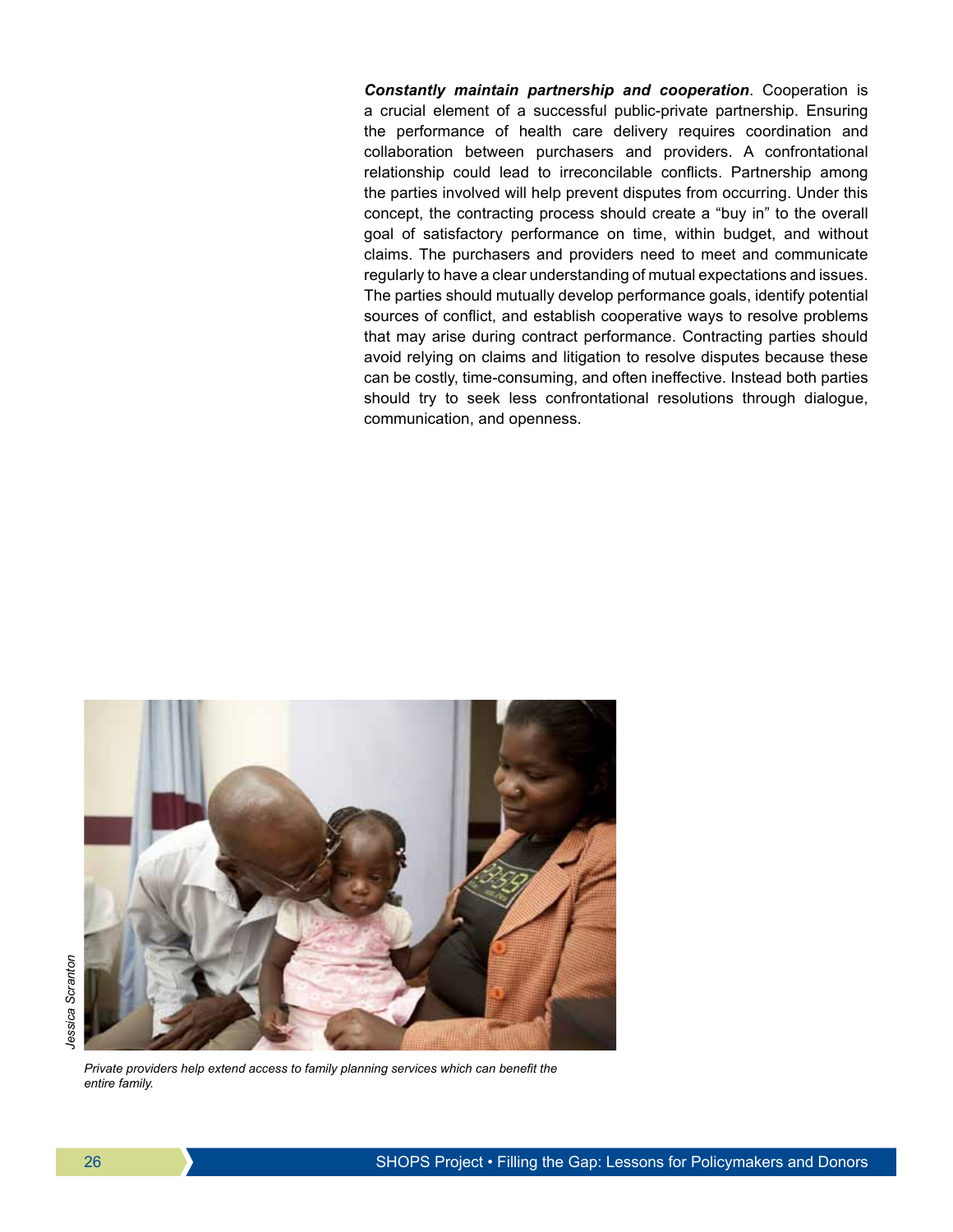***Constantly maintain partnership and cooperation***. Cooperation is a crucial element of a successful public-private partnership. Ensuring the performance of health care delivery requires coordination and collaboration between purchasers and providers. A confrontational relationship could lead to irreconcilable conflicts. Partnership among the parties involved will help prevent disputes from occurring. Under this concept, the contracting process should create a "buy in" to the overall goal of satisfactory performance on time, within budget, and without claims. The purchasers and providers need to meet and communicate regularly to have a clear understanding of mutual expectations and issues. The parties should mutually develop performance goals, identify potential sources of conflict, and establish cooperative ways to resolve problems that may arise during contract performance. Contracting parties should avoid relying on claims and litigation to resolve disputes because these can be costly, time-consuming, and often ineffective. Instead both parties should try to seek less confrontational resolutions through dialogue, communication, and openness.

*Jessica Scranton*

*Private providers help extend access to family planning services which can benefit the entire family.*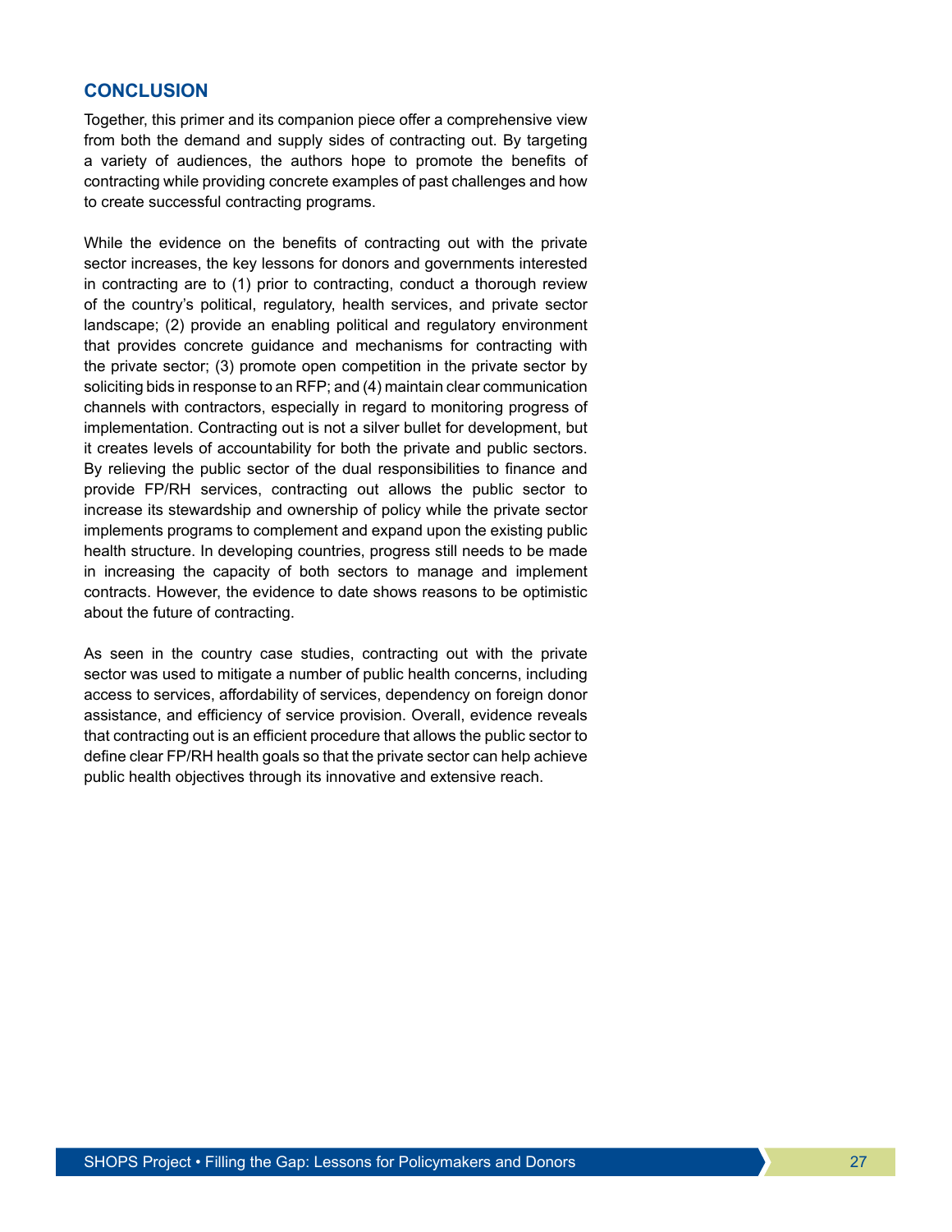## CONCLUSION

Together, this primer and its companion piece offer a comprehensive view from both the demand and supply sides of contracting out. By targeting a variety of audiences, the authors hope to promote the benefits of contracting while providing concrete examples of past challenges and how to create successful contracting programs.

While the evidence on the benefits of contracting out with the private sector increases, the key lessons for donors and governments interested in contracting are to (1) prior to contracting, conduct a thorough review of the country's political, regulatory, health services, and private sector landscape; (2) provide an enabling political and regulatory environment that provides concrete guidance and mechanisms for contracting with the private sector; (3) promote open competition in the private sector by soliciting bids in response to an RFP; and (4) maintain clear communication channels with contractors, especially in regard to monitoring progress of implementation. Contracting out is not a silver bullet for development, but it creates levels of accountability for both the private and public sectors. By relieving the public sector of the dual responsibilities to finance and provide FP/RH services, contracting out allows the public sector to increase its stewardship and ownership of policy while the private sector implements programs to complement and expand upon the existing public health structure. In developing countries, progress still needs to be made in increasing the capacity of both sectors to manage and implement contracts. However, the evidence to date shows reasons to be optimistic about the future of contracting.

As seen in the country case studies, contracting out with the private sector was used to mitigate a number of public health concerns, including access to services, affordability of services, dependency on foreign donor assistance, and efficiency of service provision. Overall, evidence reveals that contracting out is an efficient procedure that allows the public sector to define clear FP/RH health goals so that the private sector can help achieve public health objectives through its innovative and extensive reach.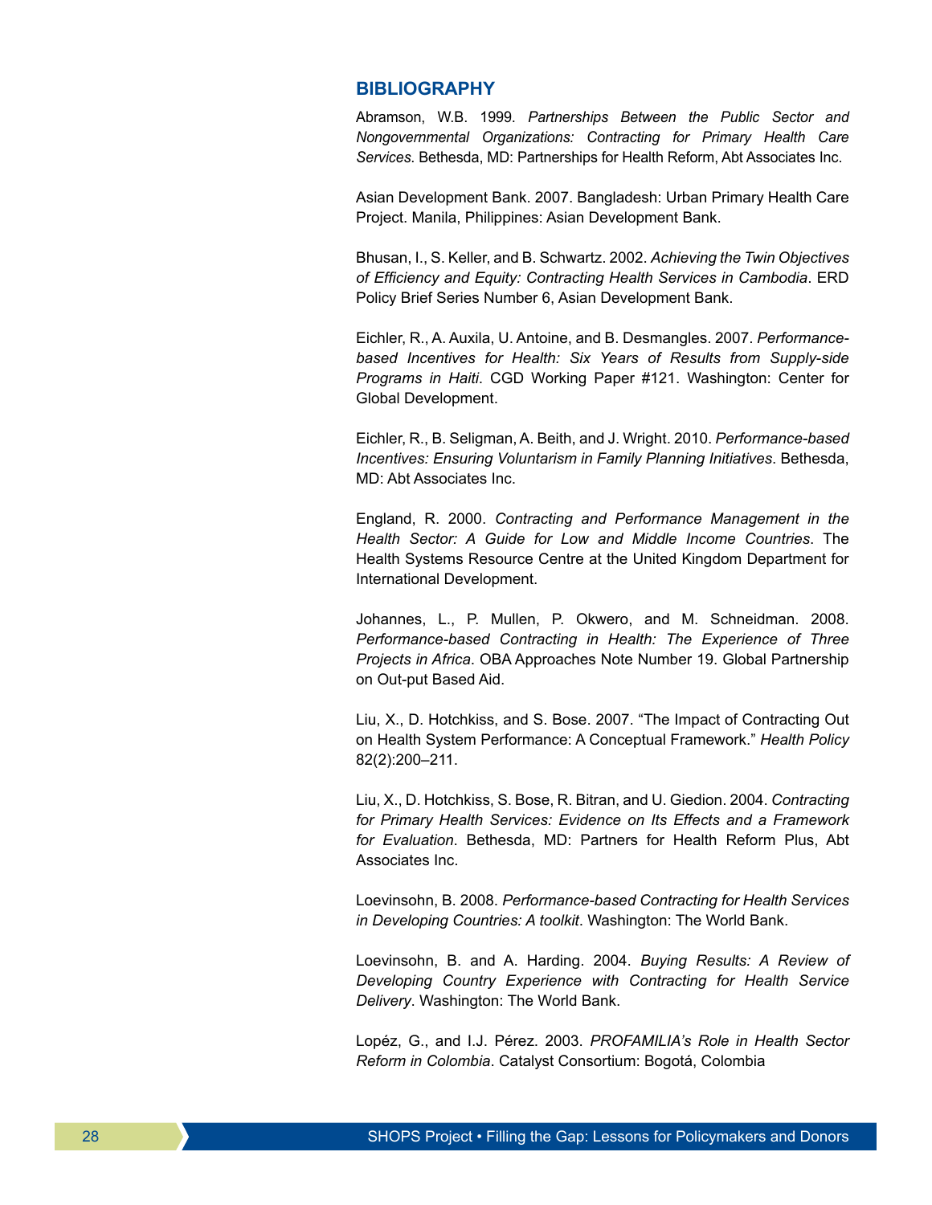## BIBLIOGRAPHY

Abramson, W.B. 1999. *Partnerships Between the Public Sector and Nongovernmental Organizations: Contracting for Primary Health Care Services*. Bethesda, MD: Partnerships for Health Reform, Abt Associates Inc.

Asian Development Bank. 2007. Bangladesh: Urban Primary Health Care Project. Manila, Philippines: Asian Development Bank.

Bhusan, I., S. Keller, and B. Schwartz. 2002. *Achieving the Twin Objectives of Efficiency and Equity: Contracting Health Services in Cambodia*. ERD Policy Brief Series Number 6, Asian Development Bank.

Eichler, R., A. Auxila, U. Antoine, and B. Desmangles. 2007. *Performance-based Incentives for Health: Six Years of Results from Supply-side Programs in Haiti*. CGD Working Paper #121. Washington: Center for Global Development.

Eichler, R., B. Seligman, A. Beith, and J. Wright. 2010. *Performance-based Incentives: Ensuring Voluntarism in Family Planning Initiatives*. Bethesda, MD: Abt Associates Inc.

England, R. 2000. *Contracting and Performance Management in the Health Sector: A Guide for Low and Middle Income Countries*. The Health Systems Resource Centre at the United Kingdom Department for International Development.

Johannes, L., P. Mullen, P. Okwero, and M. Schneidman. 2008. *Performance-based Contracting in Health: The Experience of Three Projects in Africa*. OBA Approaches Note Number 19. Global Partnership on Out-put Based Aid.

Liu, X., D. Hotchkiss, and S. Bose. 2007. "The Impact of Contracting Out on Health System Performance: A Conceptual Framework." *Health Policy* 82(2):200–211.

Liu, X., D. Hotchkiss, S. Bose, R. Bitran, and U. Giedion. 2004. *Contracting for Primary Health Services: Evidence on Its Effects and a Framework for Evaluation*. Bethesda, MD: Partners for Health Reform Plus, Abt Associates Inc.

Loevinsohn, B. 2008. *Performance-based Contracting for Health Services in Developing Countries: A toolkit*. Washington: The World Bank.

Loevinsohn, B. and A. Harding. 2004. *Buying Results: A Review of Developing Country Experience with Contracting for Health Service Delivery*. Washington: The World Bank.

Lopéz, G., and I.J. Pérez. 2003. *PROFAMILIA's Role in Health Sector Reform in Colombia*. Catalyst Consortium: Bogotá, Colombia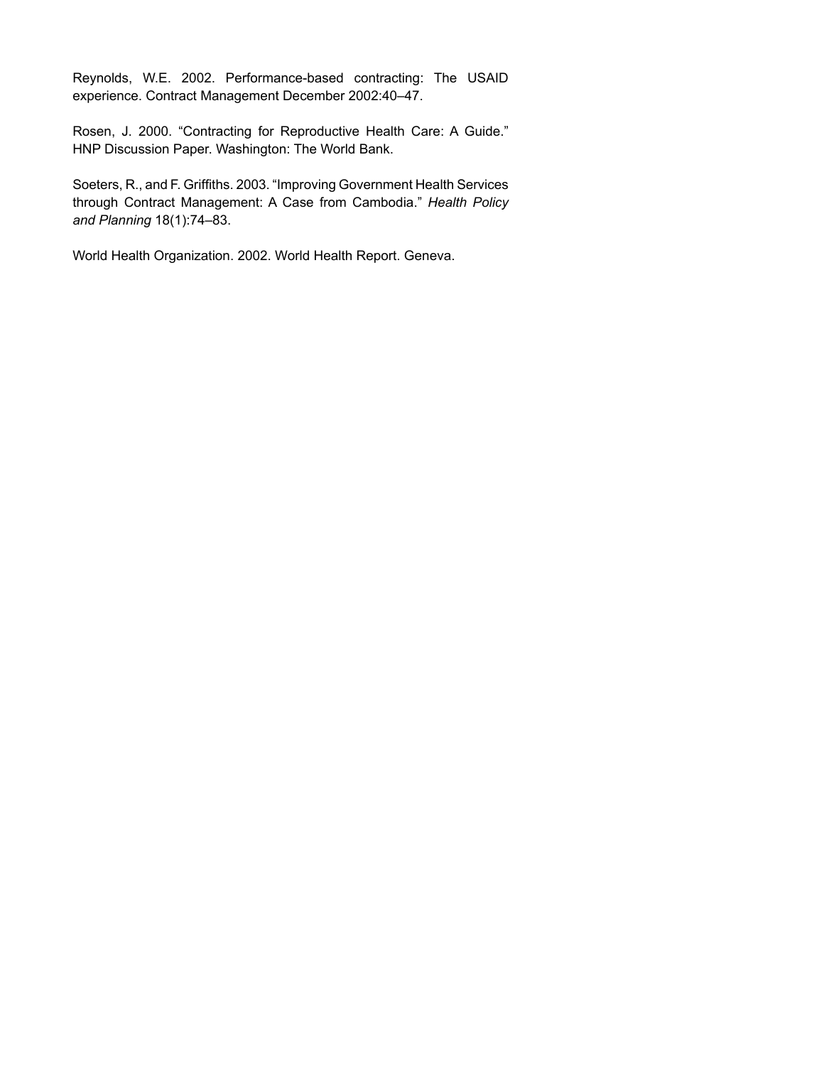Reynolds, W.E. 2002. Performance-based contracting: The USAID experience. Contract Management December 2002:40–47.

Rosen, J. 2000. “Contracting for Reproductive Health Care: A Guide.” HNP Discussion Paper. Washington: The World Bank.

Soeters, R., and F. Griffiths. 2003. “Improving Government Health Services through Contract Management: A Case from Cambodia.” *Health Policy and Planning* 18(1):74–83.

World Health Organization. 2002. World Health Report. Geneva.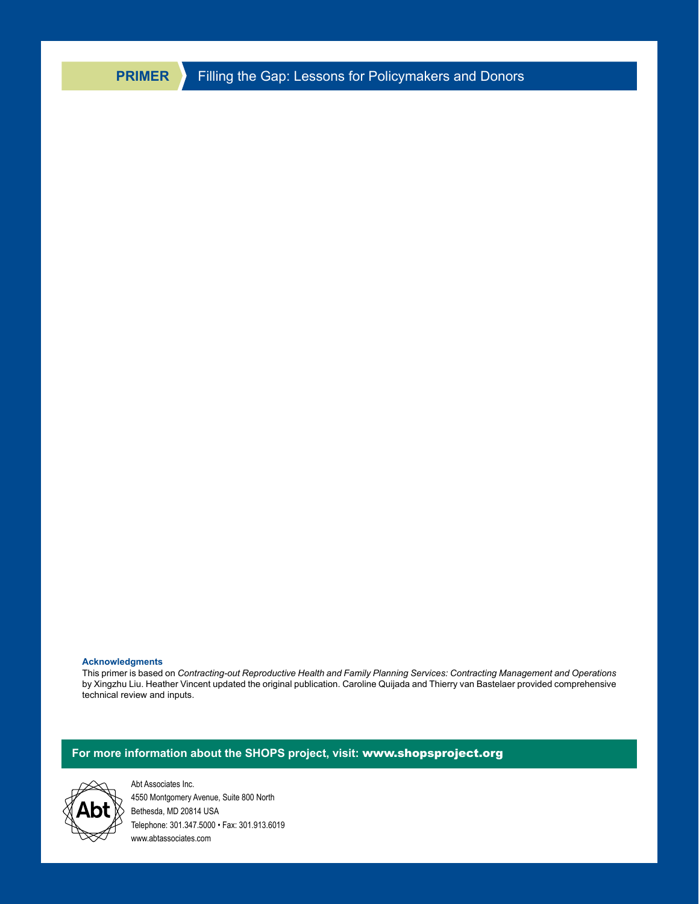**PRIMER** Filling the Gap: Lessons for Policymakers and Donors

**Acknowledgments**

This primer is based on *Contracting-out Reproductive Health and Family Planning Services: Contracting Management and Operations* by Xingzhu Liu. Heather Vincent updated the original publication. Caroline Quijada and Thierry van Bastelaer provided comprehensive technical review and inputs.

**For more information about the SHOPS project, visit: www.shopsproject.org**

Abt Associates Inc.
4550 Montgomery Avenue, Suite 800 North
Bethesda, MD 20814 USA
Telephone: 301.347.5000 • Fax: 301.913.6019
www.abtassociates.com